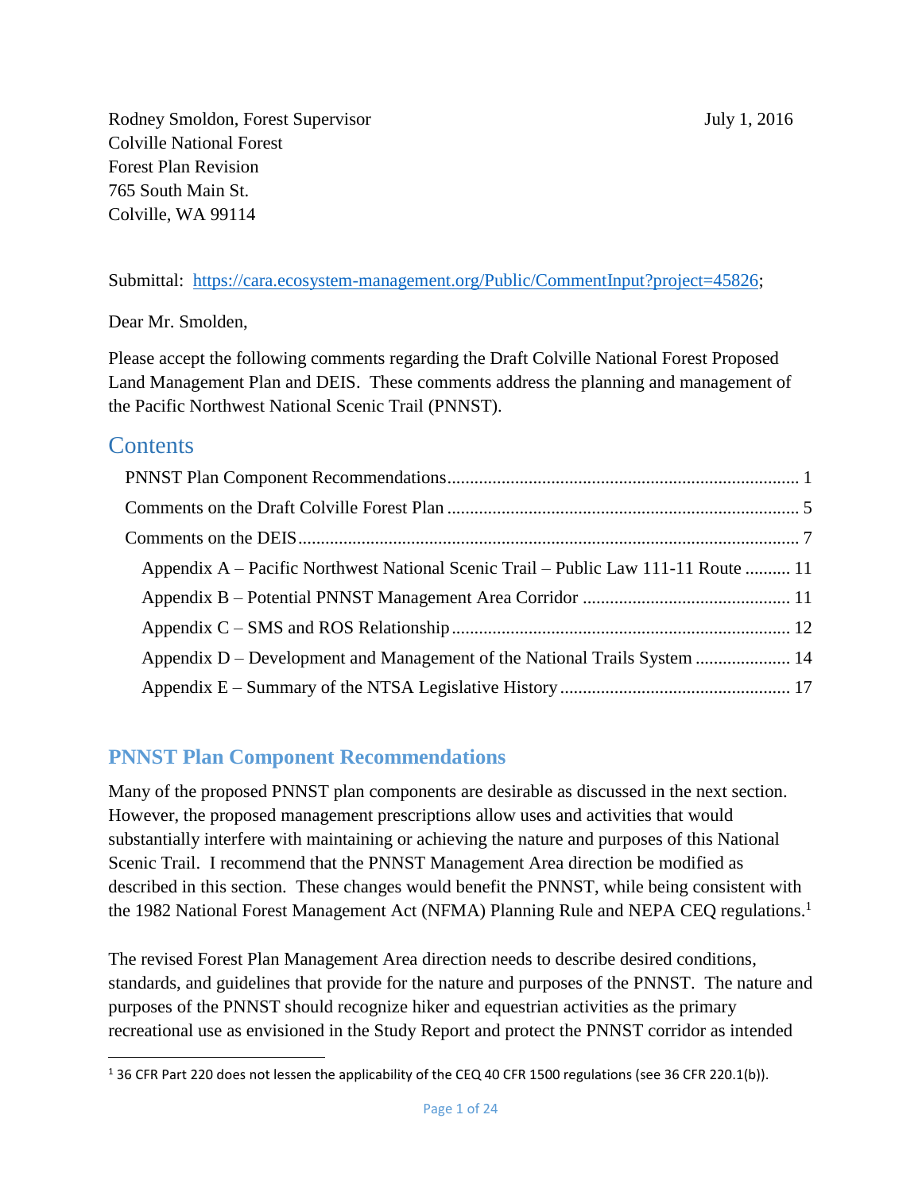Rodney Smoldon, Forest Supervisor July 1, 2016
Colville National Forest
Forest Plan Revision
765 South Main St.
Colville, WA 99114

Submittal: https://cara.ecosystem-management.org/Public/CommentInput?project=45826;

Dear Mr. Smolden,

Please accept the following comments regarding the Draft Colville National Forest Proposed Land Management Plan and DEIS. These comments address the planning and management of the Pacific Northwest National Scenic Trail (PNNST).

## Contents

- PNNST Plan Component Recommendations ........ 1
- Comments on the Draft Colville Forest Plan ........ 5
- Comments on the DEIS ........ 7
  - Appendix A – Pacific Northwest National Scenic Trail – Public Law 111-11 Route ........ 11
  - Appendix B – Potential PNNST Management Area Corridor ........ 11
  - Appendix C – SMS and ROS Relationship ........ 12
  - Appendix D – Development and Management of the National Trails System ........ 14
  - Appendix E – Summary of the NTSA Legislative History ........ 17

## PNNST Plan Component Recommendations

Many of the proposed PNNST plan components are desirable as discussed in the next section. However, the proposed management prescriptions allow uses and activities that would substantially interfere with maintaining or achieving the nature and purposes of this National Scenic Trail. I recommend that the PNNST Management Area direction be modified as described in this section. These changes would benefit the PNNST, while being consistent with the 1982 National Forest Management Act (NFMA) Planning Rule and NEPA CEQ regulations.[1]

The revised Forest Plan Management Area direction needs to describe desired conditions, standards, and guidelines that provide for the nature and purposes of the PNNST. The nature and purposes of the PNNST should recognize hiker and equestrian activities as the primary recreational use as envisioned in the Study Report and protect the PNNST corridor as intended

[1] 36 CFR Part 220 does not lessen the applicability of the CEQ 40 CFR 1500 regulations (see 36 CFR 220.1(b)).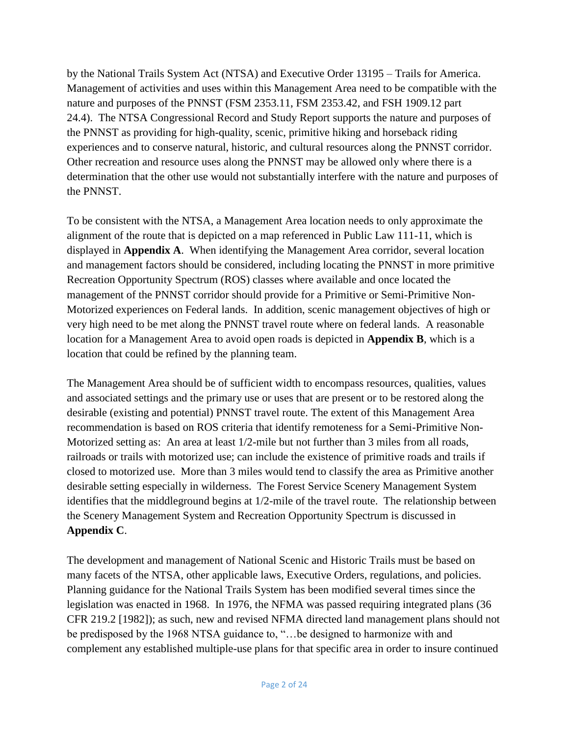by the National Trails System Act (NTSA) and Executive Order 13195 – Trails for America. Management of activities and uses within this Management Area need to be compatible with the nature and purposes of the PNNST (FSM 2353.11, FSM 2353.42, and FSH 1909.12 part 24.4). The NTSA Congressional Record and Study Report supports the nature and purposes of the PNNST as providing for high-quality, scenic, primitive hiking and horseback riding experiences and to conserve natural, historic, and cultural resources along the PNNST corridor. Other recreation and resource uses along the PNNST may be allowed only where there is a determination that the other use would not substantially interfere with the nature and purposes of the PNNST.

To be consistent with the NTSA, a Management Area location needs to only approximate the alignment of the route that is depicted on a map referenced in Public Law 111-11, which is displayed in **Appendix A**. When identifying the Management Area corridor, several location and management factors should be considered, including locating the PNNST in more primitive Recreation Opportunity Spectrum (ROS) classes where available and once located the management of the PNNST corridor should provide for a Primitive or Semi-Primitive Non-Motorized experiences on Federal lands. In addition, scenic management objectives of high or very high need to be met along the PNNST travel route where on federal lands. A reasonable location for a Management Area to avoid open roads is depicted in **Appendix B**, which is a location that could be refined by the planning team.

The Management Area should be of sufficient width to encompass resources, qualities, values and associated settings and the primary use or uses that are present or to be restored along the desirable (existing and potential) PNNST travel route. The extent of this Management Area recommendation is based on ROS criteria that identify remoteness for a Semi-Primitive Non-Motorized setting as: An area at least 1/2-mile but not further than 3 miles from all roads, railroads or trails with motorized use; can include the existence of primitive roads and trails if closed to motorized use. More than 3 miles would tend to classify the area as Primitive another desirable setting especially in wilderness. The Forest Service Scenery Management System identifies that the middleground begins at 1/2-mile of the travel route. The relationship between the Scenery Management System and Recreation Opportunity Spectrum is discussed in **Appendix C**.

The development and management of National Scenic and Historic Trails must be based on many facets of the NTSA, other applicable laws, Executive Orders, regulations, and policies. Planning guidance for the National Trails System has been modified several times since the legislation was enacted in 1968. In 1976, the NFMA was passed requiring integrated plans (36 CFR 219.2 [1982]); as such, new and revised NFMA directed land management plans should not be predisposed by the 1968 NTSA guidance to, "…be designed to harmonize with and complement any established multiple-use plans for that specific area in order to insure continued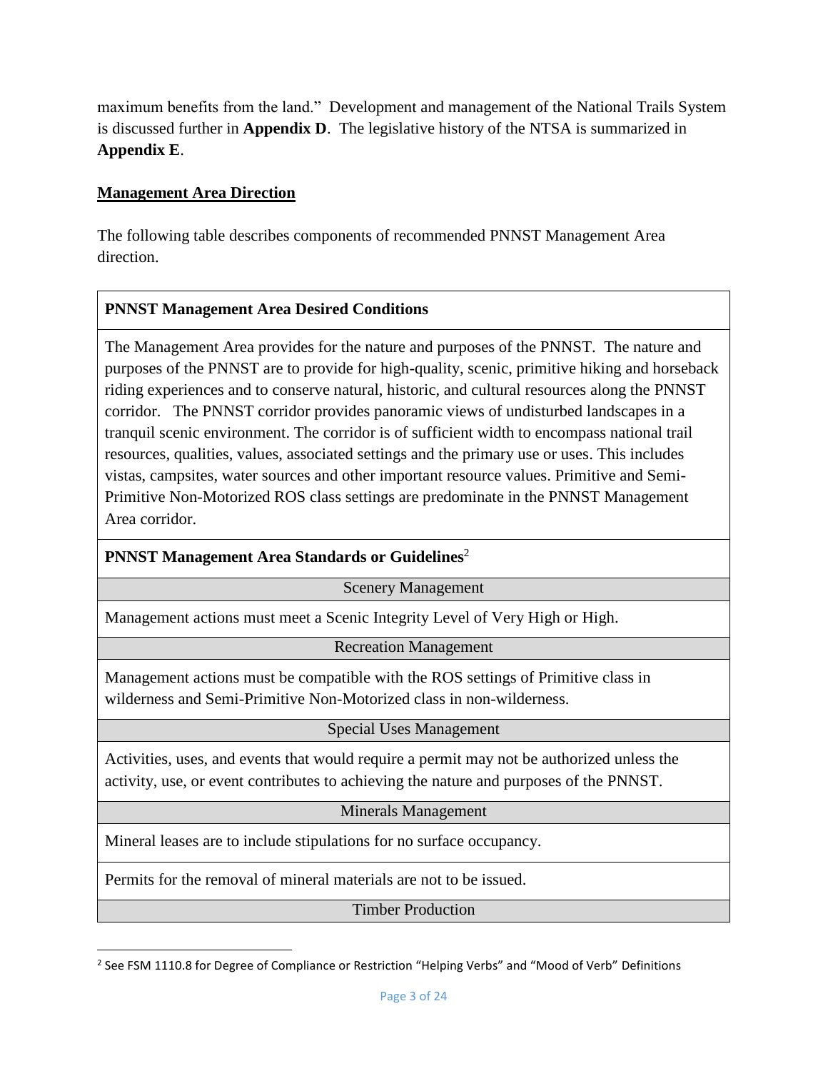maximum benefits from the land." Development and management of the National Trails System is discussed further in **Appendix D**. The legislative history of the NTSA is summarized in **Appendix E**.

## Management Area Direction

The following table describes components of recommended PNNST Management Area direction.

| **PNNST Management Area Desired Conditions** |
| --- |
| The Management Area provides for the nature and purposes of the PNNST. The nature and purposes of the PNNST are to provide for high-quality, scenic, primitive hiking and horseback riding experiences and to conserve natural, historic, and cultural resources along the PNNST corridor. The PNNST corridor provides panoramic views of undisturbed landscapes in a tranquil scenic environment. The corridor is of sufficient width to encompass national trail resources, qualities, values, associated settings and the primary use or uses. This includes vistas, campsites, water sources and other important resource values. Primitive and Semi-Primitive Non-Motorized ROS class settings are predominate in the PNNST Management Area corridor. |
| **PNNST Management Area Standards or Guidelines**[2] |
| Scenery Management |
| Management actions must meet a Scenic Integrity Level of Very High or High. |
| Recreation Management |
| Management actions must be compatible with the ROS settings of Primitive class in wilderness and Semi-Primitive Non-Motorized class in non-wilderness. |
| Special Uses Management |
| Activities, uses, and events that would require a permit may not be authorized unless the activity, use, or event contributes to achieving the nature and purposes of the PNNST. |
| Minerals Management |
| Mineral leases are to include stipulations for no surface occupancy. |
| Permits for the removal of mineral materials are not to be issued. |
| Timber Production |

[2] See FSM 1110.8 for Degree of Compliance or Restriction "Helping Verbs" and "Mood of Verb" Definitions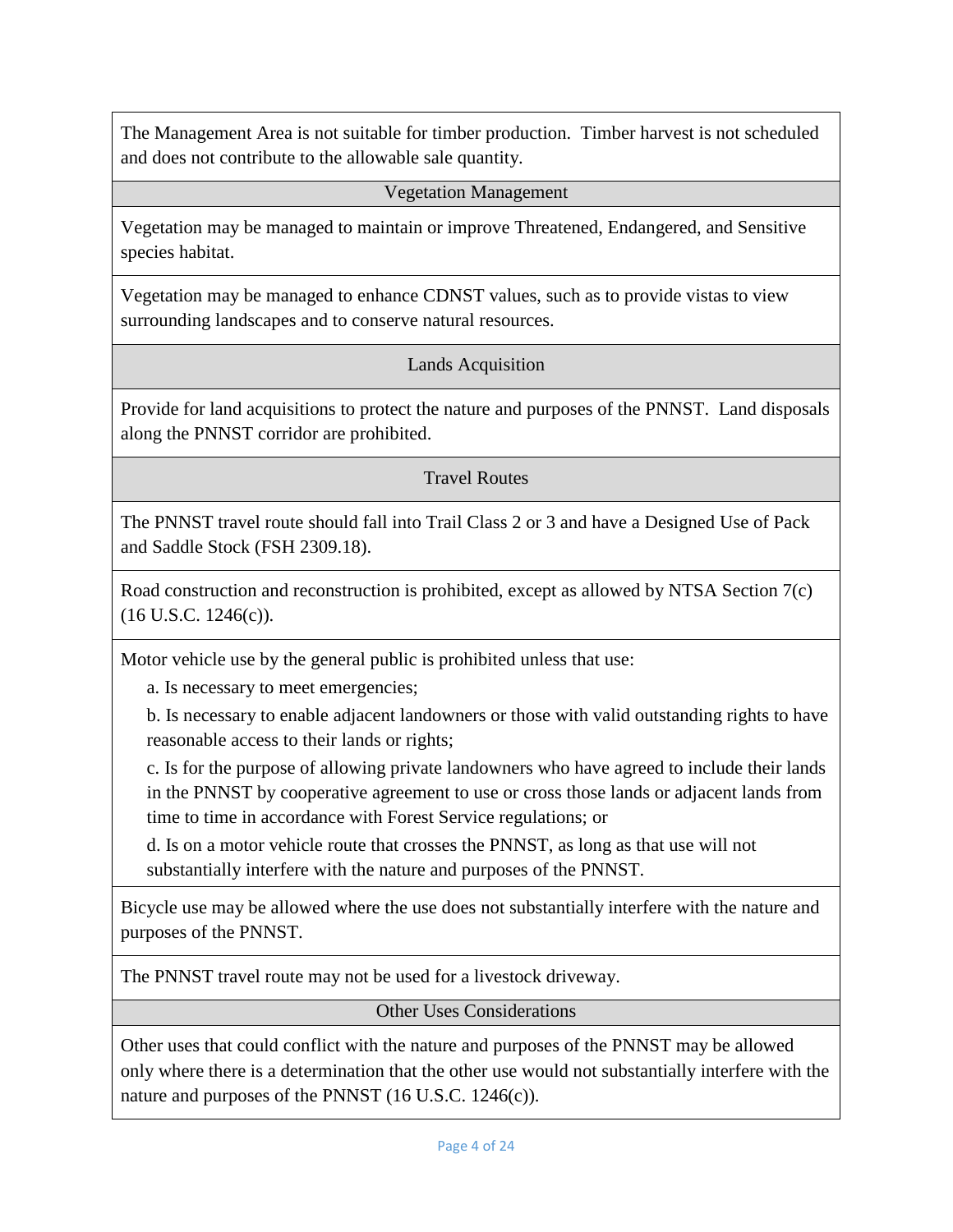The Management Area is not suitable for timber production. Timber harvest is not scheduled and does not contribute to the allowable sale quantity.

### Vegetation Management

Vegetation may be managed to maintain or improve Threatened, Endangered, and Sensitive species habitat.

Vegetation may be managed to enhance CDNST values, such as to provide vistas to view surrounding landscapes and to conserve natural resources.

### Lands Acquisition

Provide for land acquisitions to protect the nature and purposes of the PNNST. Land disposals along the PNNST corridor are prohibited.

### Travel Routes

The PNNST travel route should fall into Trail Class 2 or 3 and have a Designed Use of Pack and Saddle Stock (FSH 2309.18).

Road construction and reconstruction is prohibited, except as allowed by NTSA Section 7(c) (16 U.S.C. 1246(c)).

Motor vehicle use by the general public is prohibited unless that use:

a. Is necessary to meet emergencies;

b. Is necessary to enable adjacent landowners or those with valid outstanding rights to have reasonable access to their lands or rights;

c. Is for the purpose of allowing private landowners who have agreed to include their lands in the PNNST by cooperative agreement to use or cross those lands or adjacent lands from time to time in accordance with Forest Service regulations; or

d. Is on a motor vehicle route that crosses the PNNST, as long as that use will not substantially interfere with the nature and purposes of the PNNST.

Bicycle use may be allowed where the use does not substantially interfere with the nature and purposes of the PNNST.

The PNNST travel route may not be used for a livestock driveway.

### Other Uses Considerations

Other uses that could conflict with the nature and purposes of the PNNST may be allowed only where there is a determination that the other use would not substantially interfere with the nature and purposes of the PNNST (16 U.S.C. 1246(c)).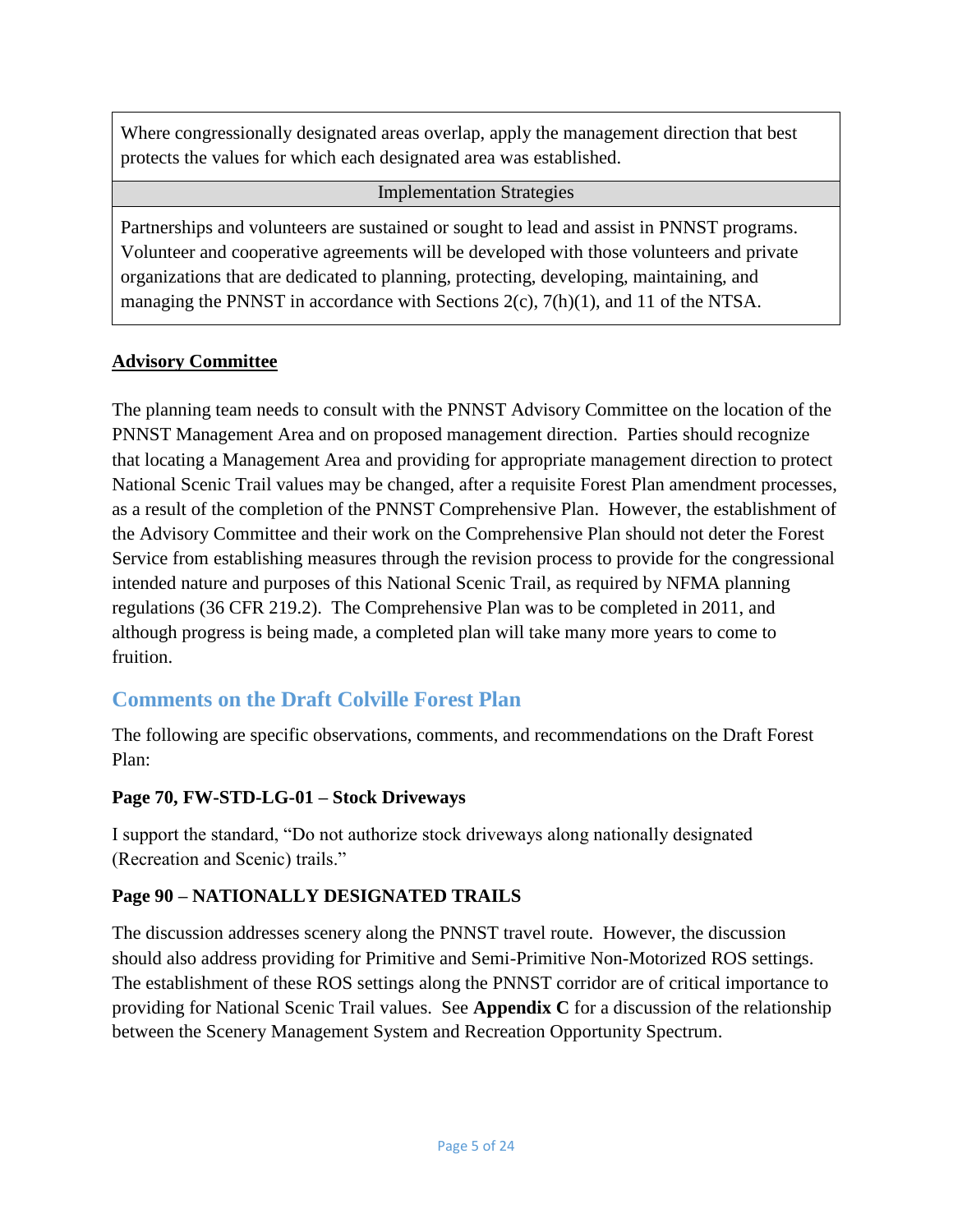| Where congressionally designated areas overlap, apply the management direction that best protects the values for which each designated area was established. |
|---|
| Implementation Strategies |
| Partnerships and volunteers are sustained or sought to lead and assist in PNNST programs. Volunteer and cooperative agreements will be developed with those volunteers and private organizations that are dedicated to planning, protecting, developing, maintaining, and managing the PNNST in accordance with Sections 2(c), 7(h)(1), and 11 of the NTSA. |

**Advisory Committee**

The planning team needs to consult with the PNNST Advisory Committee on the location of the PNNST Management Area and on proposed management direction. Parties should recognize that locating a Management Area and providing for appropriate management direction to protect National Scenic Trail values may be changed, after a requisite Forest Plan amendment processes, as a result of the completion of the PNNST Comprehensive Plan. However, the establishment of the Advisory Committee and their work on the Comprehensive Plan should not deter the Forest Service from establishing measures through the revision process to provide for the congressional intended nature and purposes of this National Scenic Trail, as required by NFMA planning regulations (36 CFR 219.2). The Comprehensive Plan was to be completed in 2011, and although progress is being made, a completed plan will take many more years to come to fruition.

## Comments on the Draft Colville Forest Plan

The following are specific observations, comments, and recommendations on the Draft Forest Plan:

**Page 70, FW-STD-LG-01 – Stock Driveways**

I support the standard, "Do not authorize stock driveways along nationally designated (Recreation and Scenic) trails."

**Page 90 – NATIONALLY DESIGNATED TRAILS**

The discussion addresses scenery along the PNNST travel route. However, the discussion should also address providing for Primitive and Semi-Primitive Non-Motorized ROS settings. The establishment of these ROS settings along the PNNST corridor are of critical importance to providing for National Scenic Trail values. See **Appendix C** for a discussion of the relationship between the Scenery Management System and Recreation Opportunity Spectrum.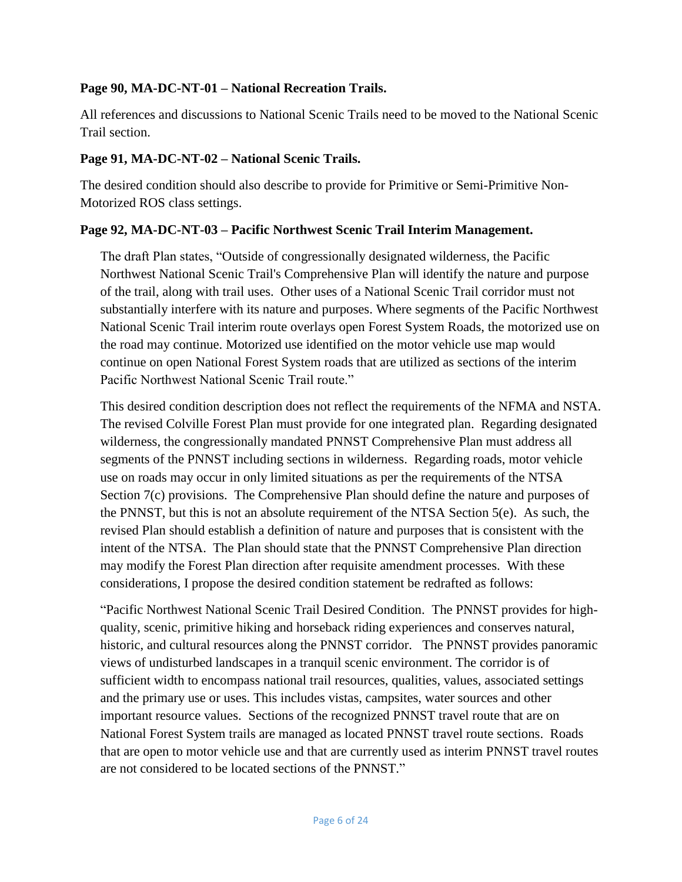**Page 90, MA-DC-NT-01 – National Recreation Trails.**

All references and discussions to National Scenic Trails need to be moved to the National Scenic Trail section.

**Page 91, MA-DC-NT-02 – National Scenic Trails.**

The desired condition should also describe to provide for Primitive or Semi-Primitive Non-Motorized ROS class settings.

**Page 92, MA-DC-NT-03 – Pacific Northwest Scenic Trail Interim Management.**

> The draft Plan states, "Outside of congressionally designated wilderness, the Pacific Northwest National Scenic Trail's Comprehensive Plan will identify the nature and purpose of the trail, along with trail uses. Other uses of a National Scenic Trail corridor must not substantially interfere with its nature and purposes. Where segments of the Pacific Northwest National Scenic Trail interim route overlays open Forest System Roads, the motorized use on the road may continue. Motorized use identified on the motor vehicle use map would continue on open National Forest System roads that are utilized as sections of the interim Pacific Northwest National Scenic Trail route."
>
> This desired condition description does not reflect the requirements of the NFMA and NSTA. The revised Colville Forest Plan must provide for one integrated plan. Regarding designated wilderness, the congressionally mandated PNNST Comprehensive Plan must address all segments of the PNNST including sections in wilderness. Regarding roads, motor vehicle use on roads may occur in only limited situations as per the requirements of the NTSA Section 7(c) provisions. The Comprehensive Plan should define the nature and purposes of the PNNST, but this is not an absolute requirement of the NTSA Section 5(e). As such, the revised Plan should establish a definition of nature and purposes that is consistent with the intent of the NTSA. The Plan should state that the PNNST Comprehensive Plan direction may modify the Forest Plan direction after requisite amendment processes. With these considerations, I propose the desired condition statement be redrafted as follows:
>
> "Pacific Northwest National Scenic Trail Desired Condition. The PNNST provides for high-quality, scenic, primitive hiking and horseback riding experiences and conserves natural, historic, and cultural resources along the PNNST corridor. The PNNST provides panoramic views of undisturbed landscapes in a tranquil scenic environment. The corridor is of sufficient width to encompass national trail resources, qualities, values, associated settings and the primary use or uses. This includes vistas, campsites, water sources and other important resource values. Sections of the recognized PNNST travel route that are on National Forest System trails are managed as located PNNST travel route sections. Roads that are open to motor vehicle use and that are currently used as interim PNNST travel routes are not considered to be located sections of the PNNST."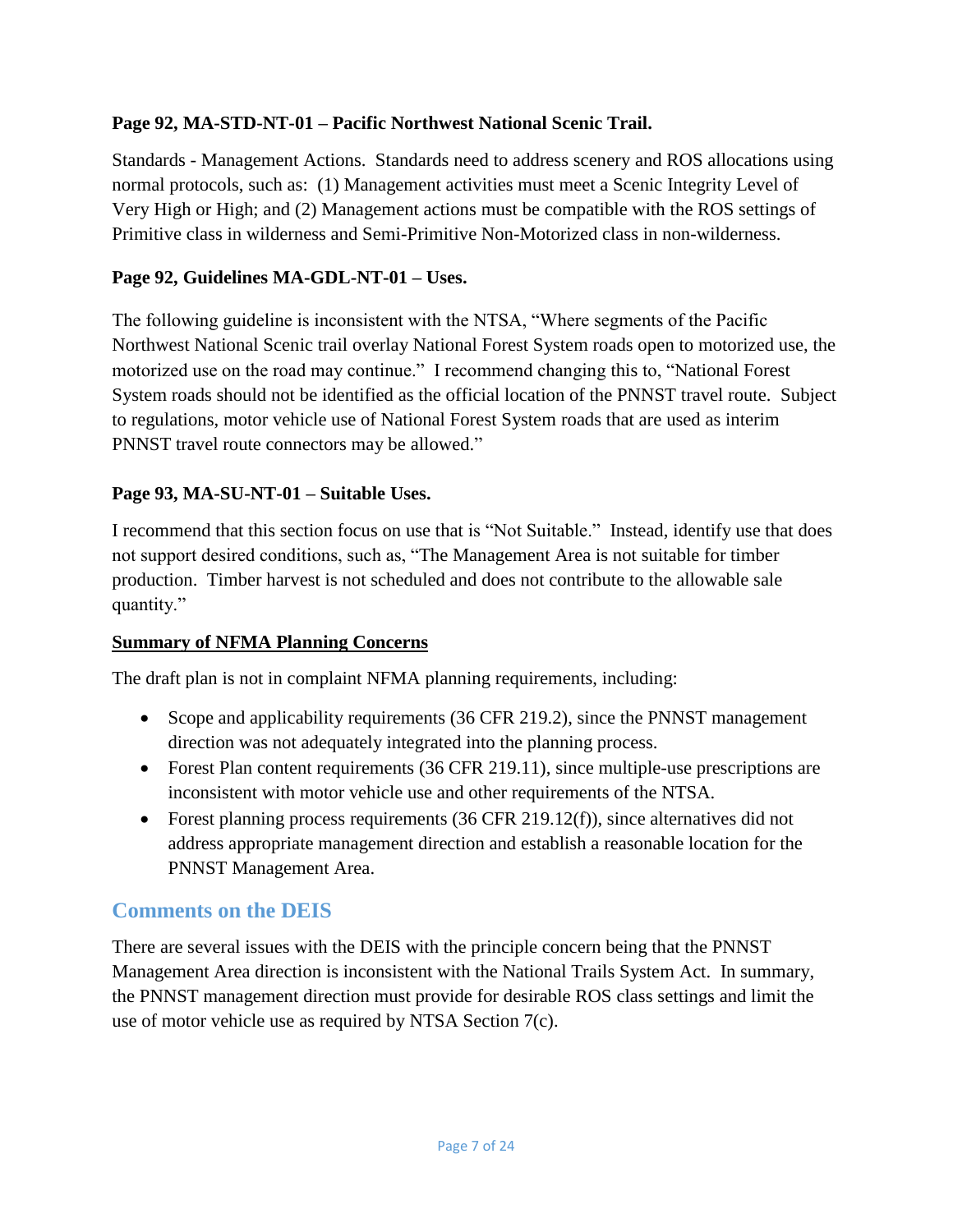**Page 92, MA-STD-NT-01 – Pacific Northwest National Scenic Trail.**

Standards - Management Actions. Standards need to address scenery and ROS allocations using normal protocols, such as: (1) Management activities must meet a Scenic Integrity Level of Very High or High; and (2) Management actions must be compatible with the ROS settings of Primitive class in wilderness and Semi-Primitive Non-Motorized class in non-wilderness.

**Page 92, Guidelines MA-GDL-NT-01 – Uses.**

The following guideline is inconsistent with the NTSA, "Where segments of the Pacific Northwest National Scenic trail overlay National Forest System roads open to motorized use, the motorized use on the road may continue." I recommend changing this to, "National Forest System roads should not be identified as the official location of the PNNST travel route. Subject to regulations, motor vehicle use of National Forest System roads that are used as interim PNNST travel route connectors may be allowed."

**Page 93, MA-SU-NT-01 – Suitable Uses.**

I recommend that this section focus on use that is "Not Suitable." Instead, identify use that does not support desired conditions, such as, "The Management Area is not suitable for timber production. Timber harvest is not scheduled and does not contribute to the allowable sale quantity."

**<u>Summary of NFMA Planning Concerns</u>**

The draft plan is not in complaint NFMA planning requirements, including:

- Scope and applicability requirements (36 CFR 219.2), since the PNNST management direction was not adequately integrated into the planning process.
- Forest Plan content requirements (36 CFR 219.11), since multiple-use prescriptions are inconsistent with motor vehicle use and other requirements of the NTSA.
- Forest planning process requirements (36 CFR 219.12(f)), since alternatives did not address appropriate management direction and establish a reasonable location for the PNNST Management Area.

## Comments on the DEIS

There are several issues with the DEIS with the principle concern being that the PNNST Management Area direction is inconsistent with the National Trails System Act. In summary, the PNNST management direction must provide for desirable ROS class settings and limit the use of motor vehicle use as required by NTSA Section 7(c).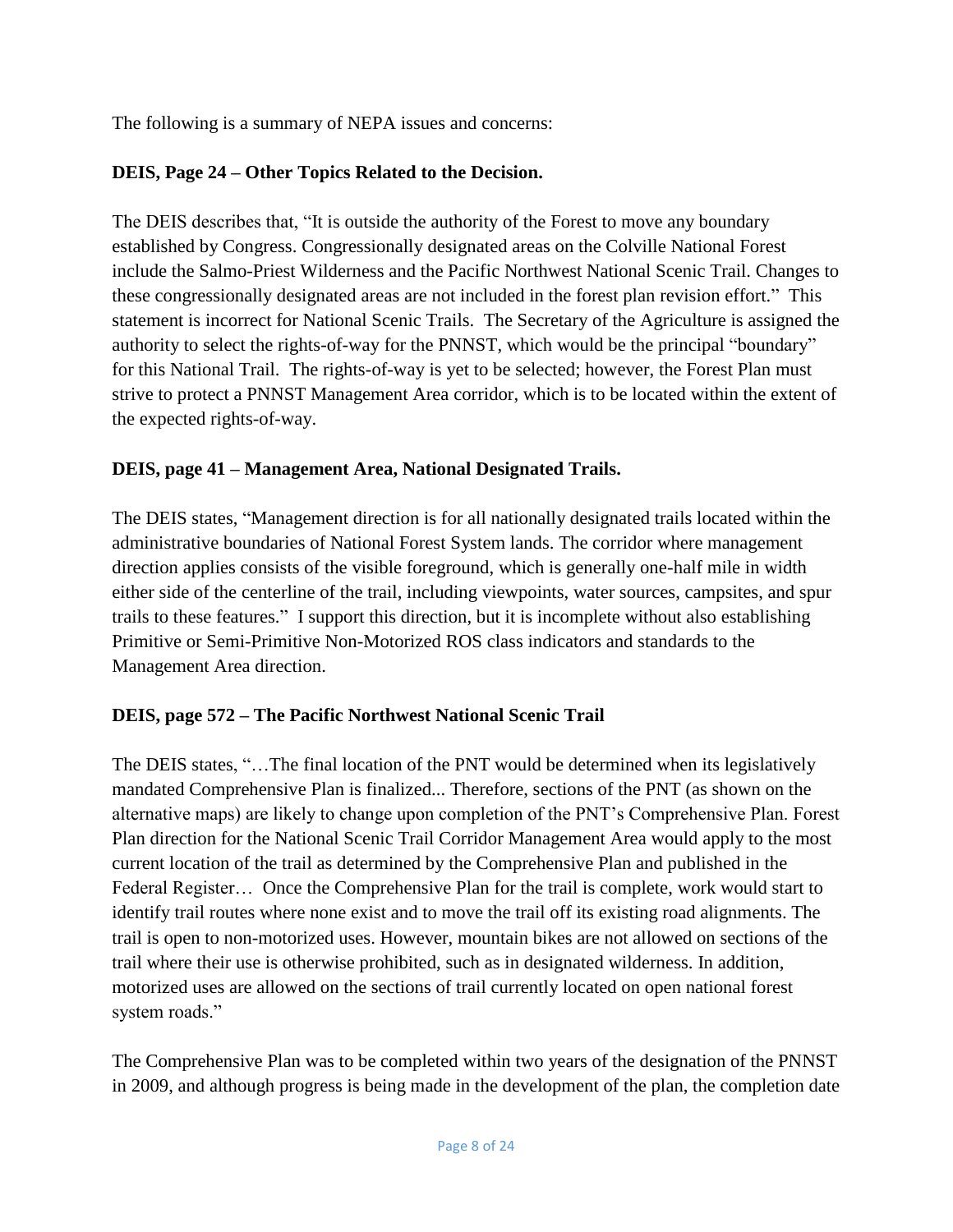The following is a summary of NEPA issues and concerns:

**DEIS, Page 24 – Other Topics Related to the Decision.**

The DEIS describes that, "It is outside the authority of the Forest to move any boundary established by Congress. Congressionally designated areas on the Colville National Forest include the Salmo-Priest Wilderness and the Pacific Northwest National Scenic Trail. Changes to these congressionally designated areas are not included in the forest plan revision effort." This statement is incorrect for National Scenic Trails. The Secretary of the Agriculture is assigned the authority to select the rights-of-way for the PNNST, which would be the principal "boundary" for this National Trail. The rights-of-way is yet to be selected; however, the Forest Plan must strive to protect a PNNST Management Area corridor, which is to be located within the extent of the expected rights-of-way.

**DEIS, page 41 – Management Area, National Designated Trails.**

The DEIS states, "Management direction is for all nationally designated trails located within the administrative boundaries of National Forest System lands. The corridor where management direction applies consists of the visible foreground, which is generally one-half mile in width either side of the centerline of the trail, including viewpoints, water sources, campsites, and spur trails to these features." I support this direction, but it is incomplete without also establishing Primitive or Semi-Primitive Non-Motorized ROS class indicators and standards to the Management Area direction.

**DEIS, page 572 – The Pacific Northwest National Scenic Trail**

The DEIS states, "…The final location of the PNT would be determined when its legislatively mandated Comprehensive Plan is finalized... Therefore, sections of the PNT (as shown on the alternative maps) are likely to change upon completion of the PNT's Comprehensive Plan. Forest Plan direction for the National Scenic Trail Corridor Management Area would apply to the most current location of the trail as determined by the Comprehensive Plan and published in the Federal Register… Once the Comprehensive Plan for the trail is complete, work would start to identify trail routes where none exist and to move the trail off its existing road alignments. The trail is open to non-motorized uses. However, mountain bikes are not allowed on sections of the trail where their use is otherwise prohibited, such as in designated wilderness. In addition, motorized uses are allowed on the sections of trail currently located on open national forest system roads."

The Comprehensive Plan was to be completed within two years of the designation of the PNNST in 2009, and although progress is being made in the development of the plan, the completion date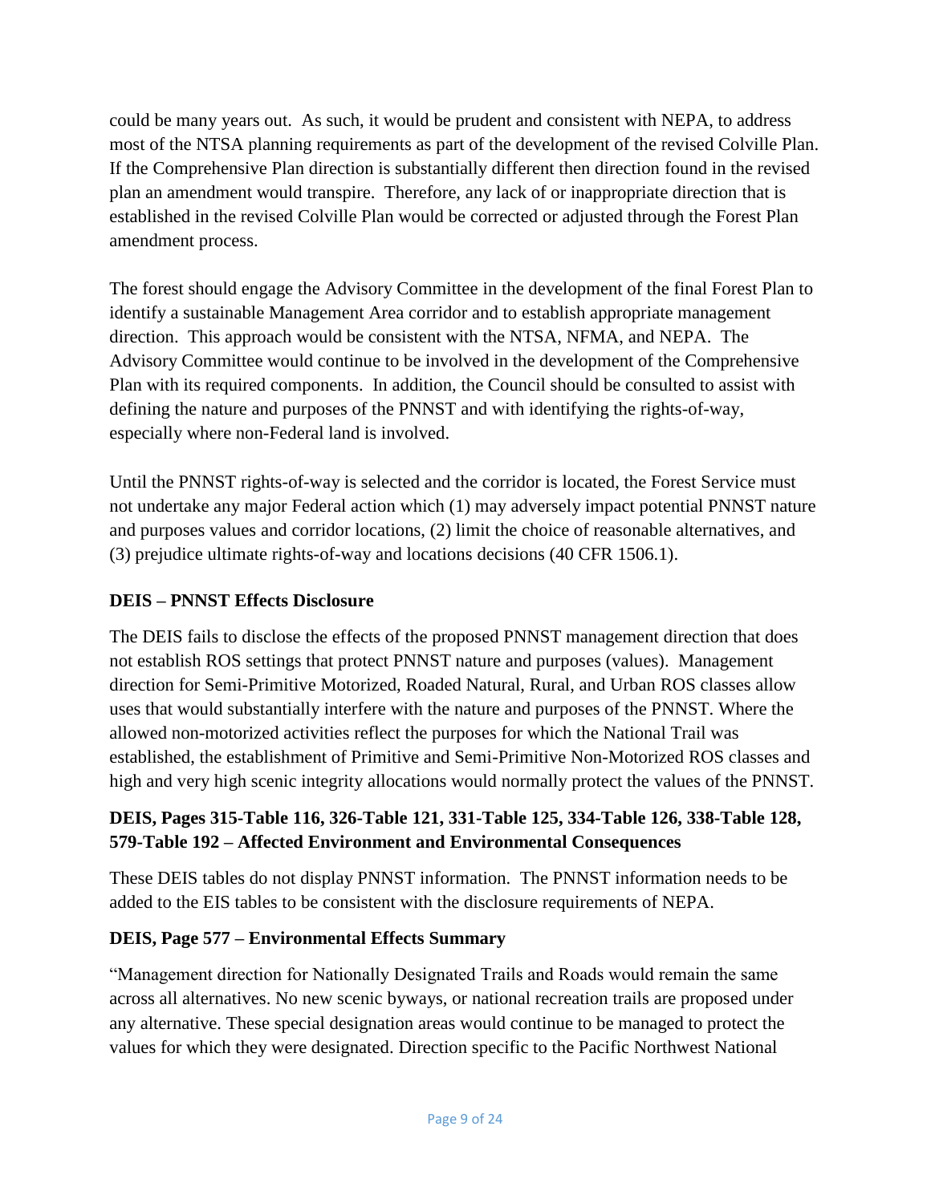could be many years out. As such, it would be prudent and consistent with NEPA, to address most of the NTSA planning requirements as part of the development of the revised Colville Plan. If the Comprehensive Plan direction is substantially different then direction found in the revised plan an amendment would transpire. Therefore, any lack of or inappropriate direction that is established in the revised Colville Plan would be corrected or adjusted through the Forest Plan amendment process.

The forest should engage the Advisory Committee in the development of the final Forest Plan to identify a sustainable Management Area corridor and to establish appropriate management direction. This approach would be consistent with the NTSA, NFMA, and NEPA. The Advisory Committee would continue to be involved in the development of the Comprehensive Plan with its required components. In addition, the Council should be consulted to assist with defining the nature and purposes of the PNNST and with identifying the rights-of-way, especially where non-Federal land is involved.

Until the PNNST rights-of-way is selected and the corridor is located, the Forest Service must not undertake any major Federal action which (1) may adversely impact potential PNNST nature and purposes values and corridor locations, (2) limit the choice of reasonable alternatives, and (3) prejudice ultimate rights-of-way and locations decisions (40 CFR 1506.1).

**DEIS – PNNST Effects Disclosure**

The DEIS fails to disclose the effects of the proposed PNNST management direction that does not establish ROS settings that protect PNNST nature and purposes (values). Management direction for Semi-Primitive Motorized, Roaded Natural, Rural, and Urban ROS classes allow uses that would substantially interfere with the nature and purposes of the PNNST. Where the allowed non-motorized activities reflect the purposes for which the National Trail was established, the establishment of Primitive and Semi-Primitive Non-Motorized ROS classes and high and very high scenic integrity allocations would normally protect the values of the PNNST.

**DEIS, Pages 315-Table 116, 326-Table 121, 331-Table 125, 334-Table 126, 338-Table 128, 579-Table 192 – Affected Environment and Environmental Consequences**

These DEIS tables do not display PNNST information. The PNNST information needs to be added to the EIS tables to be consistent with the disclosure requirements of NEPA.

**DEIS, Page 577 – Environmental Effects Summary**

"Management direction for Nationally Designated Trails and Roads would remain the same across all alternatives. No new scenic byways, or national recreation trails are proposed under any alternative. These special designation areas would continue to be managed to protect the values for which they were designated. Direction specific to the Pacific Northwest National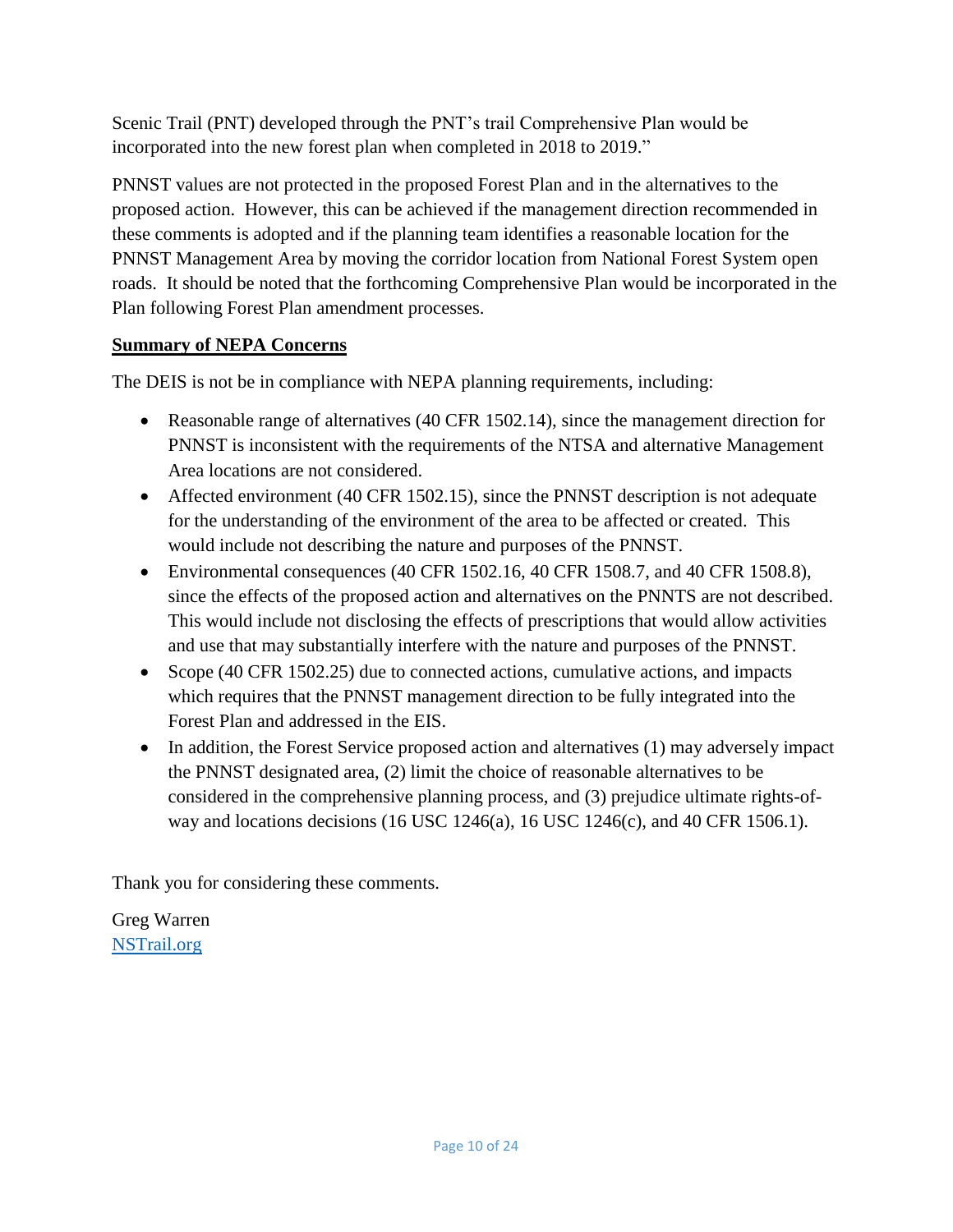Scenic Trail (PNT) developed through the PNT's trail Comprehensive Plan would be incorporated into the new forest plan when completed in 2018 to 2019."

PNNST values are not protected in the proposed Forest Plan and in the alternatives to the proposed action. However, this can be achieved if the management direction recommended in these comments is adopted and if the planning team identifies a reasonable location for the PNNST Management Area by moving the corridor location from National Forest System open roads. It should be noted that the forthcoming Comprehensive Plan would be incorporated in the Plan following Forest Plan amendment processes.

**Summary of NEPA Concerns**

The DEIS is not be in compliance with NEPA planning requirements, including:

- Reasonable range of alternatives (40 CFR 1502.14), since the management direction for PNNST is inconsistent with the requirements of the NTSA and alternative Management Area locations are not considered.
- Affected environment (40 CFR 1502.15), since the PNNST description is not adequate for the understanding of the environment of the area to be affected or created. This would include not describing the nature and purposes of the PNNST.
- Environmental consequences (40 CFR 1502.16, 40 CFR 1508.7, and 40 CFR 1508.8), since the effects of the proposed action and alternatives on the PNNTS are not described. This would include not disclosing the effects of prescriptions that would allow activities and use that may substantially interfere with the nature and purposes of the PNNST.
- Scope (40 CFR 1502.25) due to connected actions, cumulative actions, and impacts which requires that the PNNST management direction to be fully integrated into the Forest Plan and addressed in the EIS.
- In addition, the Forest Service proposed action and alternatives (1) may adversely impact the PNNST designated area, (2) limit the choice of reasonable alternatives to be considered in the comprehensive planning process, and (3) prejudice ultimate rights-of-way and locations decisions (16 USC 1246(a), 16 USC 1246(c), and 40 CFR 1506.1).

Thank you for considering these comments.

Greg Warren
NSTrail.org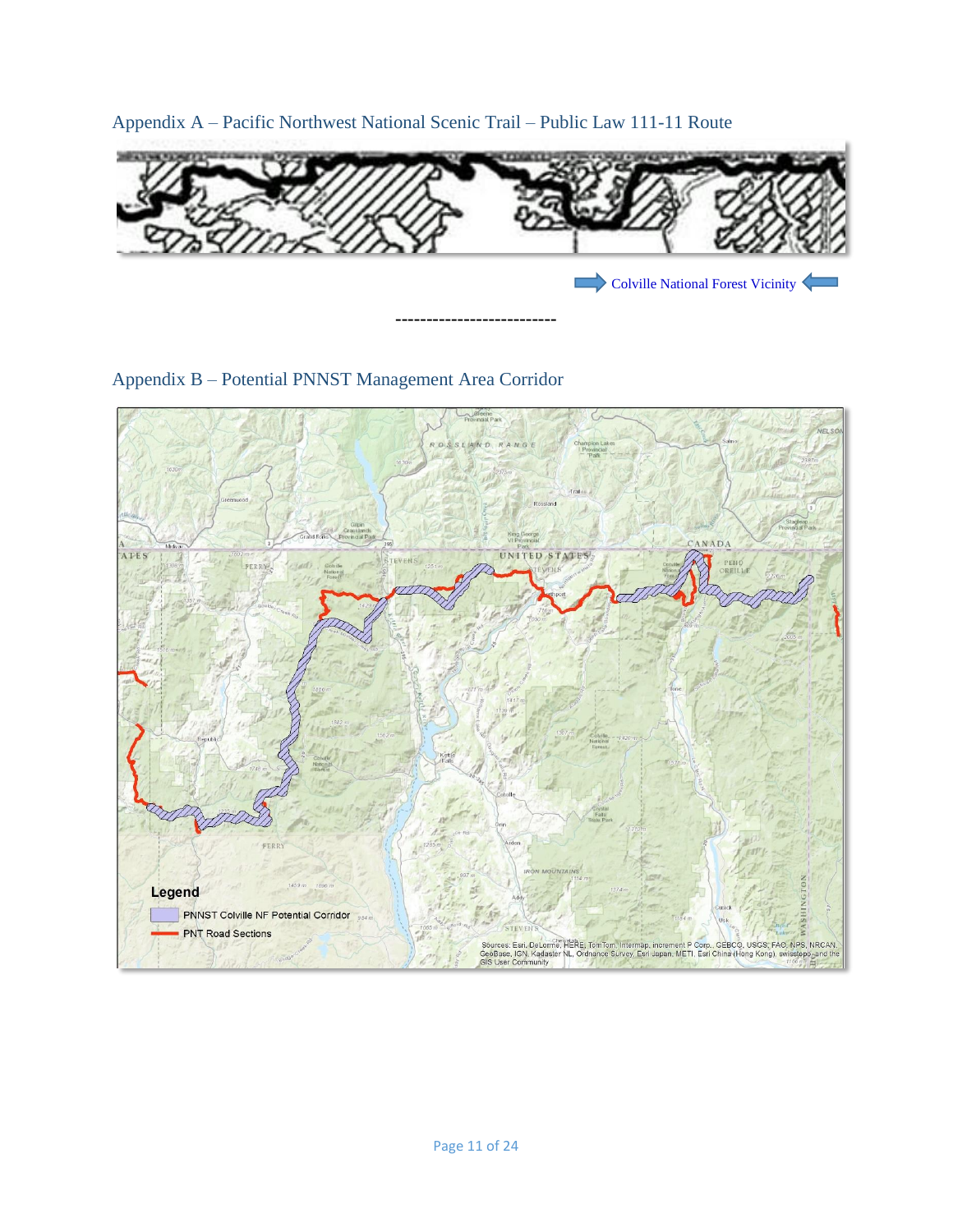## Appendix A – Pacific Northwest National Scenic Trail – Public Law 111-11 Route

Colville National Forest Vicinity

-------------------------

## Appendix B – Potential PNNST Management Area Corridor

Legend

- PNNST Colville NF Potential Corridor
- PNT Road Sections

Sources: Esri, DeLorme, HERE, TomTom, Intermap, increment P Corp., GEBCO, USGS, FAO, NPS, NRCAN, GeoBase, IGN, Kadaster NL, Ordnance Survey, Esri Japan, METI, Esri China (Hong Kong), swisstopo, and the GIS User Community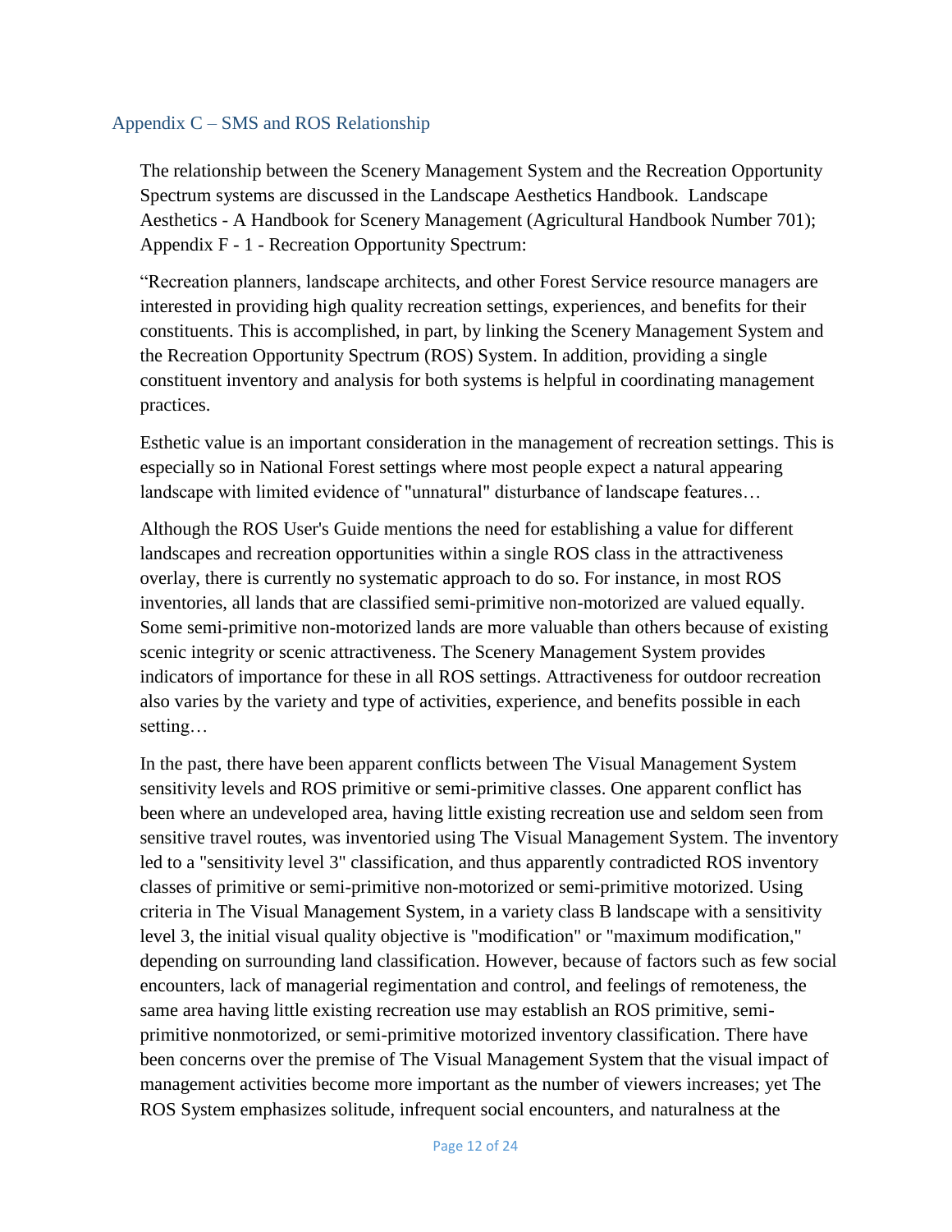## Appendix C – SMS and ROS Relationship

The relationship between the Scenery Management System and the Recreation Opportunity Spectrum systems are discussed in the Landscape Aesthetics Handbook. Landscape Aesthetics - A Handbook for Scenery Management (Agricultural Handbook Number 701); Appendix F - 1 - Recreation Opportunity Spectrum:

"Recreation planners, landscape architects, and other Forest Service resource managers are interested in providing high quality recreation settings, experiences, and benefits for their constituents. This is accomplished, in part, by linking the Scenery Management System and the Recreation Opportunity Spectrum (ROS) System. In addition, providing a single constituent inventory and analysis for both systems is helpful in coordinating management practices.

Esthetic value is an important consideration in the management of recreation settings. This is especially so in National Forest settings where most people expect a natural appearing landscape with limited evidence of "unnatural" disturbance of landscape features…

Although the ROS User's Guide mentions the need for establishing a value for different landscapes and recreation opportunities within a single ROS class in the attractiveness overlay, there is currently no systematic approach to do so. For instance, in most ROS inventories, all lands that are classified semi-primitive non-motorized are valued equally. Some semi-primitive non-motorized lands are more valuable than others because of existing scenic integrity or scenic attractiveness. The Scenery Management System provides indicators of importance for these in all ROS settings. Attractiveness for outdoor recreation also varies by the variety and type of activities, experience, and benefits possible in each setting…

In the past, there have been apparent conflicts between The Visual Management System sensitivity levels and ROS primitive or semi-primitive classes. One apparent conflict has been where an undeveloped area, having little existing recreation use and seldom seen from sensitive travel routes, was inventoried using The Visual Management System. The inventory led to a "sensitivity level 3" classification, and thus apparently contradicted ROS inventory classes of primitive or semi-primitive non-motorized or semi-primitive motorized. Using criteria in The Visual Management System, in a variety class B landscape with a sensitivity level 3, the initial visual quality objective is "modification" or "maximum modification," depending on surrounding land classification. However, because of factors such as few social encounters, lack of managerial regimentation and control, and feelings of remoteness, the same area having little existing recreation use may establish an ROS primitive, semi-primitive nonmotorized, or semi-primitive motorized inventory classification. There have been concerns over the premise of The Visual Management System that the visual impact of management activities become more important as the number of viewers increases; yet The ROS System emphasizes solitude, infrequent social encounters, and naturalness at the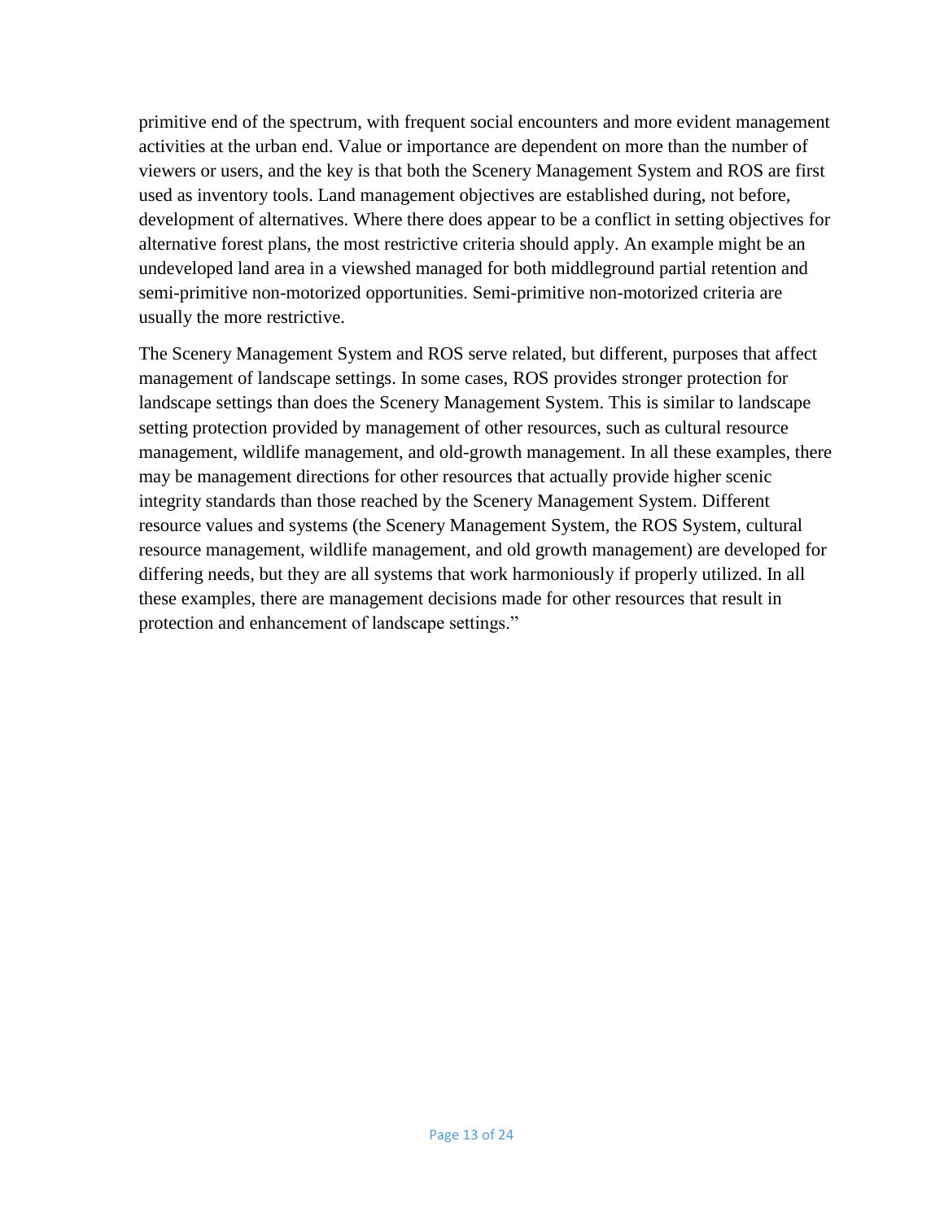primitive end of the spectrum, with frequent social encounters and more evident management activities at the urban end. Value or importance are dependent on more than the number of viewers or users, and the key is that both the Scenery Management System and ROS are first used as inventory tools. Land management objectives are established during, not before, development of alternatives. Where there does appear to be a conflict in setting objectives for alternative forest plans, the most restrictive criteria should apply. An example might be an undeveloped land area in a viewshed managed for both middleground partial retention and semi-primitive non-motorized opportunities. Semi-primitive non-motorized criteria are usually the more restrictive.

The Scenery Management System and ROS serve related, but different, purposes that affect management of landscape settings. In some cases, ROS provides stronger protection for landscape settings than does the Scenery Management System. This is similar to landscape setting protection provided by management of other resources, such as cultural resource management, wildlife management, and old-growth management. In all these examples, there may be management directions for other resources that actually provide higher scenic integrity standards than those reached by the Scenery Management System. Different resource values and systems (the Scenery Management System, the ROS System, cultural resource management, wildlife management, and old growth management) are developed for differing needs, but they are all systems that work harmoniously if properly utilized. In all these examples, there are management decisions made for other resources that result in protection and enhancement of landscape settings."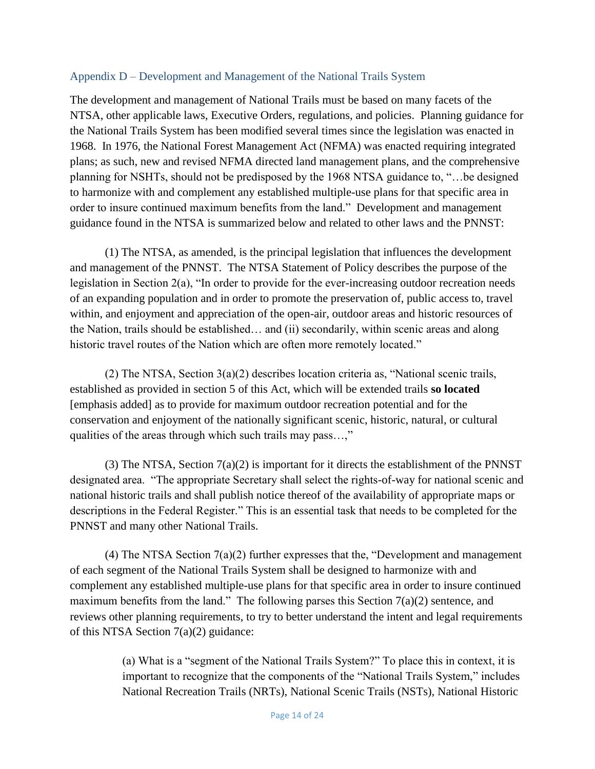## Appendix D – Development and Management of the National Trails System

The development and management of National Trails must be based on many facets of the NTSA, other applicable laws, Executive Orders, regulations, and policies. Planning guidance for the National Trails System has been modified several times since the legislation was enacted in 1968. In 1976, the National Forest Management Act (NFMA) was enacted requiring integrated plans; as such, new and revised NFMA directed land management plans, and the comprehensive planning for NSHTs, should not be predisposed by the 1968 NTSA guidance to, "…be designed to harmonize with and complement any established multiple-use plans for that specific area in order to insure continued maximum benefits from the land." Development and management guidance found in the NTSA is summarized below and related to other laws and the PNNST:

(1) The NTSA, as amended, is the principal legislation that influences the development and management of the PNNST. The NTSA Statement of Policy describes the purpose of the legislation in Section 2(a), "In order to provide for the ever-increasing outdoor recreation needs of an expanding population and in order to promote the preservation of, public access to, travel within, and enjoyment and appreciation of the open-air, outdoor areas and historic resources of the Nation, trails should be established… and (ii) secondarily, within scenic areas and along historic travel routes of the Nation which are often more remotely located."

(2) The NTSA, Section 3(a)(2) describes location criteria as, "National scenic trails, established as provided in section 5 of this Act, which will be extended trails **so located** [emphasis added] as to provide for maximum outdoor recreation potential and for the conservation and enjoyment of the nationally significant scenic, historic, natural, or cultural qualities of the areas through which such trails may pass…,"

(3) The NTSA, Section 7(a)(2) is important for it directs the establishment of the PNNST designated area. "The appropriate Secretary shall select the rights-of-way for national scenic and national historic trails and shall publish notice thereof of the availability of appropriate maps or descriptions in the Federal Register." This is an essential task that needs to be completed for the PNNST and many other National Trails.

(4) The NTSA Section 7(a)(2) further expresses that the, "Development and management of each segment of the National Trails System shall be designed to harmonize with and complement any established multiple-use plans for that specific area in order to insure continued maximum benefits from the land." The following parses this Section 7(a)(2) sentence, and reviews other planning requirements, to try to better understand the intent and legal requirements of this NTSA Section 7(a)(2) guidance:

> (a) What is a "segment of the National Trails System?" To place this in context, it is important to recognize that the components of the "National Trails System," includes National Recreation Trails (NRTs), National Scenic Trails (NSTs), National Historic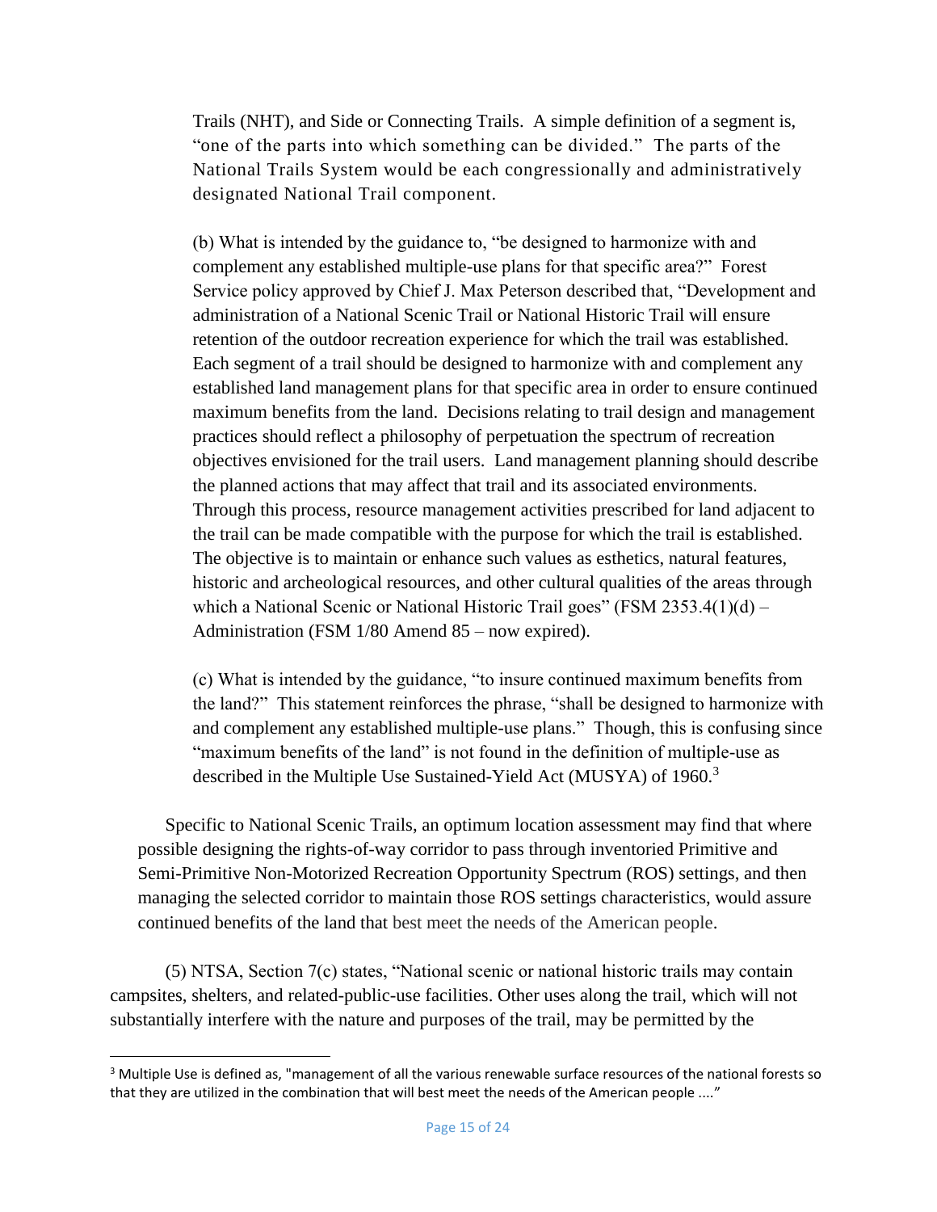Trails (NHT), and Side or Connecting Trails. A simple definition of a segment is, "one of the parts into which something can be divided." The parts of the National Trails System would be each congressionally and administratively designated National Trail component.

(b) What is intended by the guidance to, "be designed to harmonize with and complement any established multiple-use plans for that specific area?" Forest Service policy approved by Chief J. Max Peterson described that, "Development and administration of a National Scenic Trail or National Historic Trail will ensure retention of the outdoor recreation experience for which the trail was established. Each segment of a trail should be designed to harmonize with and complement any established land management plans for that specific area in order to ensure continued maximum benefits from the land. Decisions relating to trail design and management practices should reflect a philosophy of perpetuation the spectrum of recreation objectives envisioned for the trail users. Land management planning should describe the planned actions that may affect that trail and its associated environments. Through this process, resource management activities prescribed for land adjacent to the trail can be made compatible with the purpose for which the trail is established. The objective is to maintain or enhance such values as esthetics, natural features, historic and archeological resources, and other cultural qualities of the areas through which a National Scenic or National Historic Trail goes" (FSM 2353.4(1)(d) – Administration (FSM 1/80 Amend 85 – now expired).

(c) What is intended by the guidance, "to insure continued maximum benefits from the land?" This statement reinforces the phrase, "shall be designed to harmonize with and complement any established multiple-use plans." Though, this is confusing since "maximum benefits of the land" is not found in the definition of multiple-use as described in the Multiple Use Sustained-Yield Act (MUSYA) of 1960.[3]

Specific to National Scenic Trails, an optimum location assessment may find that where possible designing the rights-of-way corridor to pass through inventoried Primitive and Semi-Primitive Non-Motorized Recreation Opportunity Spectrum (ROS) settings, and then managing the selected corridor to maintain those ROS settings characteristics, would assure continued benefits of the land that best meet the needs of the American people.

(5) NTSA, Section 7(c) states, "National scenic or national historic trails may contain campsites, shelters, and related-public-use facilities. Other uses along the trail, which will not substantially interfere with the nature and purposes of the trail, may be permitted by the

[3] Multiple Use is defined as, "management of all the various renewable surface resources of the national forests so that they are utilized in the combination that will best meet the needs of the American people ...."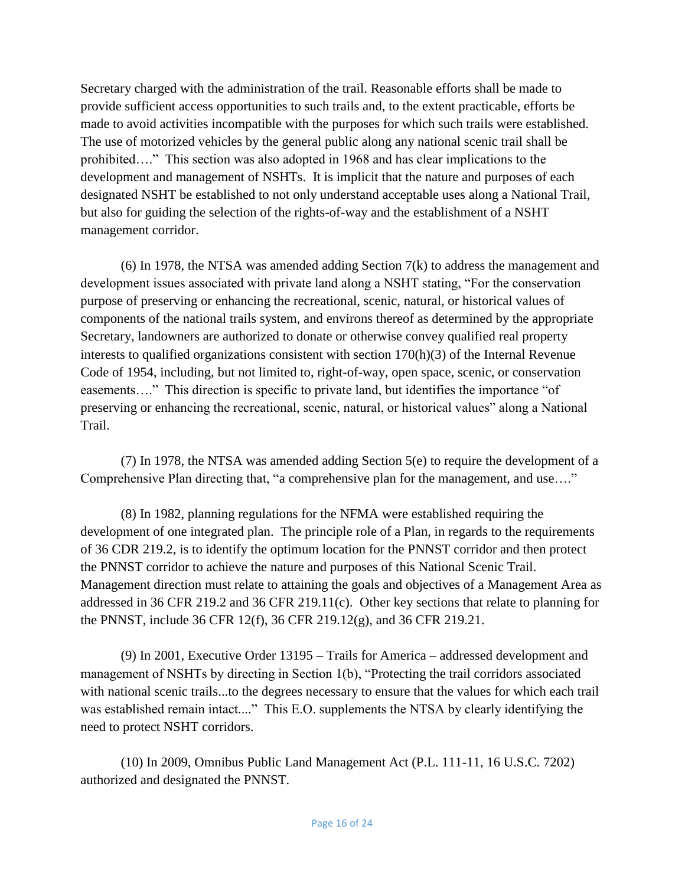Secretary charged with the administration of the trail. Reasonable efforts shall be made to provide sufficient access opportunities to such trails and, to the extent practicable, efforts be made to avoid activities incompatible with the purposes for which such trails were established. The use of motorized vehicles by the general public along any national scenic trail shall be prohibited…." This section was also adopted in 1968 and has clear implications to the development and management of NSHTs. It is implicit that the nature and purposes of each designated NSHT be established to not only understand acceptable uses along a National Trail, but also for guiding the selection of the rights-of-way and the establishment of a NSHT management corridor.

(6) In 1978, the NTSA was amended adding Section 7(k) to address the management and development issues associated with private land along a NSHT stating, "For the conservation purpose of preserving or enhancing the recreational, scenic, natural, or historical values of components of the national trails system, and environs thereof as determined by the appropriate Secretary, landowners are authorized to donate or otherwise convey qualified real property interests to qualified organizations consistent with section 170(h)(3) of the Internal Revenue Code of 1954, including, but not limited to, right-of-way, open space, scenic, or conservation easements…." This direction is specific to private land, but identifies the importance "of preserving or enhancing the recreational, scenic, natural, or historical values" along a National Trail.

(7) In 1978, the NTSA was amended adding Section 5(e) to require the development of a Comprehensive Plan directing that, "a comprehensive plan for the management, and use…."

(8) In 1982, planning regulations for the NFMA were established requiring the development of one integrated plan. The principle role of a Plan, in regards to the requirements of 36 CDR 219.2, is to identify the optimum location for the PNNST corridor and then protect the PNNST corridor to achieve the nature and purposes of this National Scenic Trail. Management direction must relate to attaining the goals and objectives of a Management Area as addressed in 36 CFR 219.2 and 36 CFR 219.11(c). Other key sections that relate to planning for the PNNST, include 36 CFR 12(f), 36 CFR 219.12(g), and 36 CFR 219.21.

(9) In 2001, Executive Order 13195 – Trails for America – addressed development and management of NSHTs by directing in Section 1(b), "Protecting the trail corridors associated with national scenic trails...to the degrees necessary to ensure that the values for which each trail was established remain intact...." This E.O. supplements the NTSA by clearly identifying the need to protect NSHT corridors.

(10) In 2009, Omnibus Public Land Management Act (P.L. 111-11, 16 U.S.C. 7202) authorized and designated the PNNST.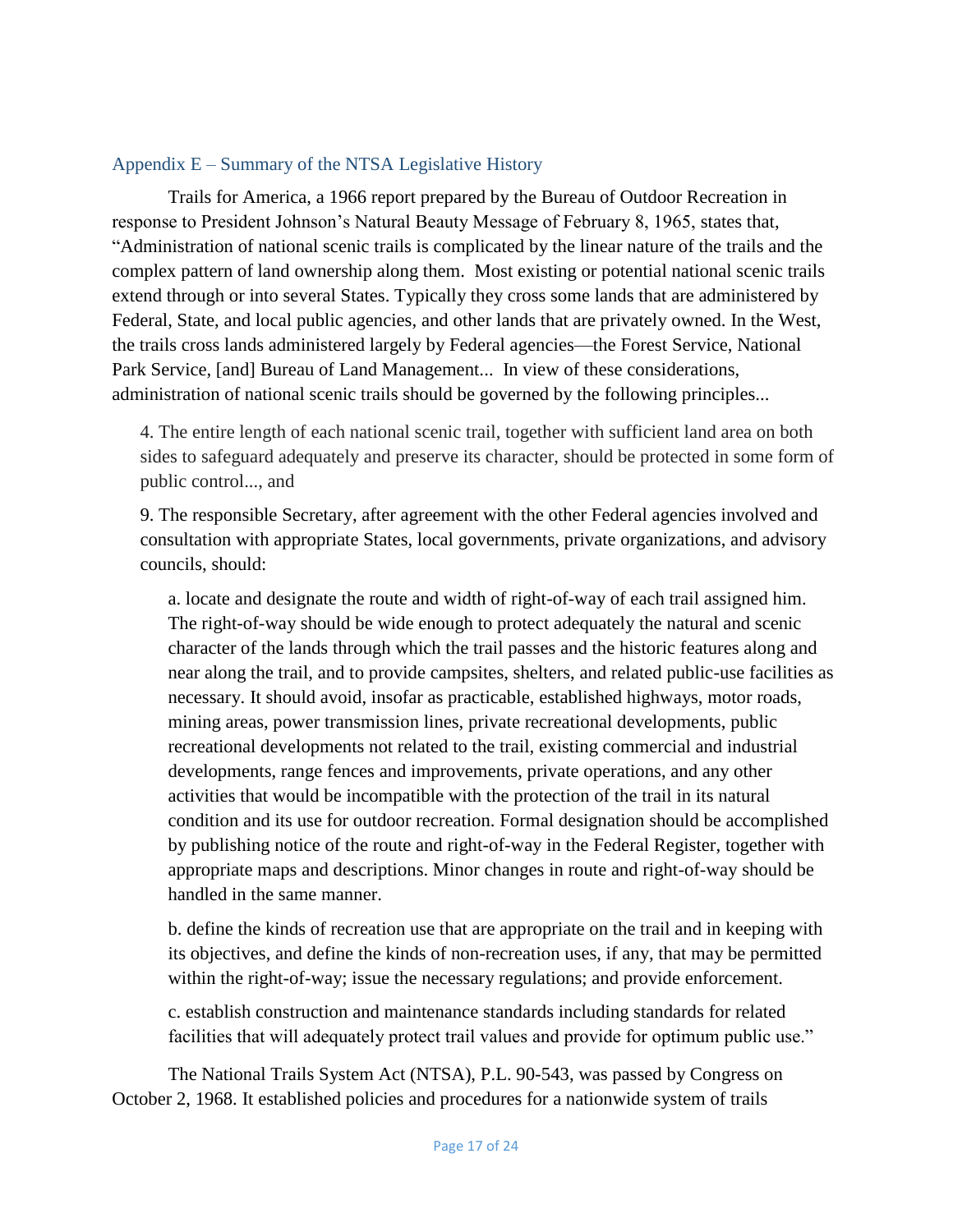## Appendix E – Summary of the NTSA Legislative History

Trails for America, a 1966 report prepared by the Bureau of Outdoor Recreation in response to President Johnson's Natural Beauty Message of February 8, 1965, states that, "Administration of national scenic trails is complicated by the linear nature of the trails and the complex pattern of land ownership along them. Most existing or potential national scenic trails extend through or into several States. Typically they cross some lands that are administered by Federal, State, and local public agencies, and other lands that are privately owned. In the West, the trails cross lands administered largely by Federal agencies—the Forest Service, National Park Service, [and] Bureau of Land Management... In view of these considerations, administration of national scenic trails should be governed by the following principles...

> 4. The entire length of each national scenic trail, together with sufficient land area on both sides to safeguard adequately and preserve its character, should be protected in some form of public control..., and
>
> 9. The responsible Secretary, after agreement with the other Federal agencies involved and consultation with appropriate States, local governments, private organizations, and advisory councils, should:
>
> > a. locate and designate the route and width of right-of-way of each trail assigned him. The right-of-way should be wide enough to protect adequately the natural and scenic character of the lands through which the trail passes and the historic features along and near along the trail, and to provide campsites, shelters, and related public-use facilities as necessary. It should avoid, insofar as practicable, established highways, motor roads, mining areas, power transmission lines, private recreational developments, public recreational developments not related to the trail, existing commercial and industrial developments, range fences and improvements, private operations, and any other activities that would be incompatible with the protection of the trail in its natural condition and its use for outdoor recreation. Formal designation should be accomplished by publishing notice of the route and right-of-way in the Federal Register, together with appropriate maps and descriptions. Minor changes in route and right-of-way should be handled in the same manner.
> >
> > b. define the kinds of recreation use that are appropriate on the trail and in keeping with its objectives, and define the kinds of non-recreation uses, if any, that may be permitted within the right-of-way; issue the necessary regulations; and provide enforcement.
> >
> > c. establish construction and maintenance standards including standards for related facilities that will adequately protect trail values and provide for optimum public use."

The National Trails System Act (NTSA), P.L. 90-543, was passed by Congress on October 2, 1968. It established policies and procedures for a nationwide system of trails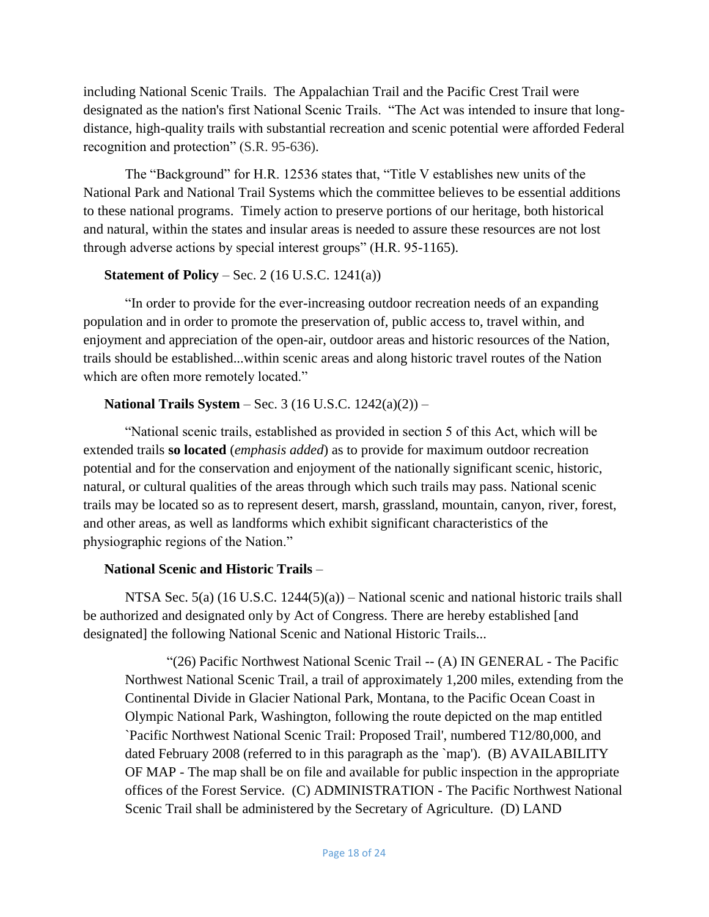including National Scenic Trails. The Appalachian Trail and the Pacific Crest Trail were designated as the nation's first National Scenic Trails. "The Act was intended to insure that long-distance, high-quality trails with substantial recreation and scenic potential were afforded Federal recognition and protection" (S.R. 95-636).

The "Background" for H.R. 12536 states that, "Title V establishes new units of the National Park and National Trail Systems which the committee believes to be essential additions to these national programs. Timely action to preserve portions of our heritage, both historical and natural, within the states and insular areas is needed to assure these resources are not lost through adverse actions by special interest groups" (H.R. 95-1165).

**Statement of Policy** – Sec. 2 (16 U.S.C. 1241(a))

"In order to provide for the ever-increasing outdoor recreation needs of an expanding population and in order to promote the preservation of, public access to, travel within, and enjoyment and appreciation of the open-air, outdoor areas and historic resources of the Nation, trails should be established...within scenic areas and along historic travel routes of the Nation which are often more remotely located."

**National Trails System** – Sec. 3 (16 U.S.C. 1242(a)(2)) –

"National scenic trails, established as provided in section 5 of this Act, which will be extended trails **so located** (*emphasis added*) as to provide for maximum outdoor recreation potential and for the conservation and enjoyment of the nationally significant scenic, historic, natural, or cultural qualities of the areas through which such trails may pass. National scenic trails may be located so as to represent desert, marsh, grassland, mountain, canyon, river, forest, and other areas, as well as landforms which exhibit significant characteristics of the physiographic regions of the Nation."

**National Scenic and Historic Trails** –

NTSA Sec. 5(a) (16 U.S.C. 1244(5)(a)) – National scenic and national historic trails shall be authorized and designated only by Act of Congress. There are hereby established [and designated] the following National Scenic and National Historic Trails...

> "(26) Pacific Northwest National Scenic Trail -- (A) IN GENERAL - The Pacific Northwest National Scenic Trail, a trail of approximately 1,200 miles, extending from the Continental Divide in Glacier National Park, Montana, to the Pacific Ocean Coast in Olympic National Park, Washington, following the route depicted on the map entitled `Pacific Northwest National Scenic Trail: Proposed Trail', numbered T12/80,000, and dated February 2008 (referred to in this paragraph as the `map'). (B) AVAILABILITY OF MAP - The map shall be on file and available for public inspection in the appropriate offices of the Forest Service. (C) ADMINISTRATION - The Pacific Northwest National Scenic Trail shall be administered by the Secretary of Agriculture. (D) LAND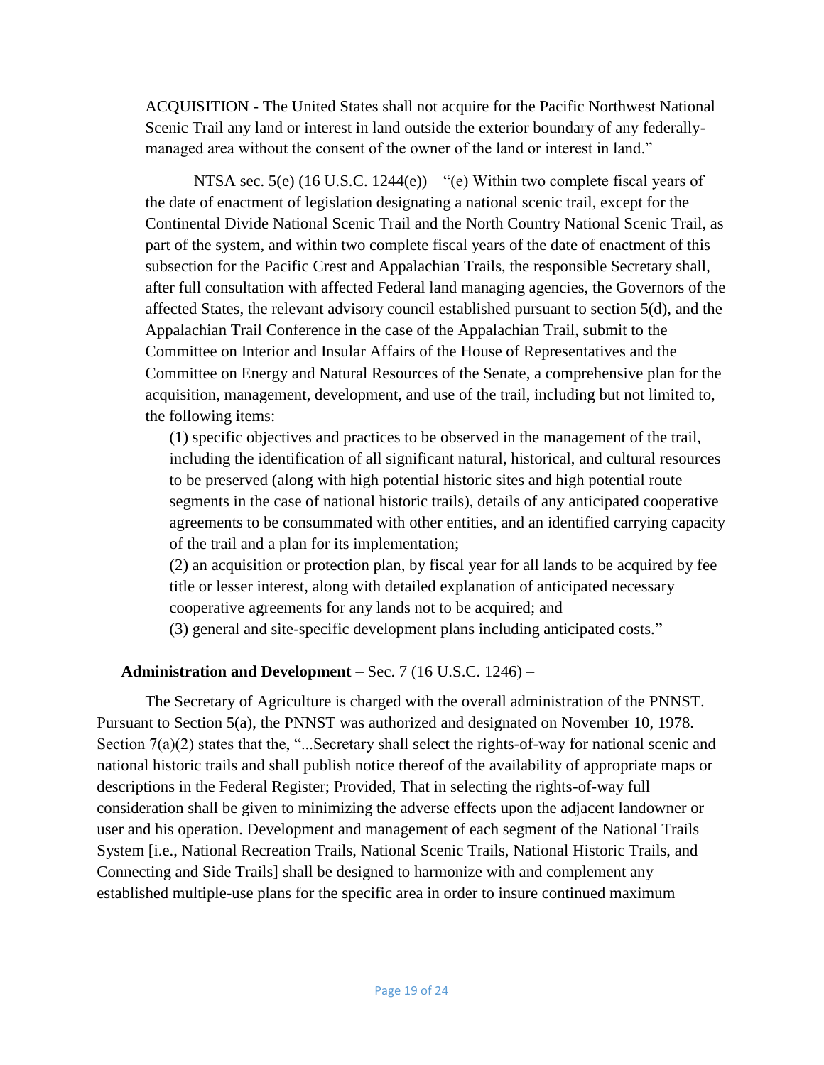ACQUISITION - The United States shall not acquire for the Pacific Northwest National Scenic Trail any land or interest in land outside the exterior boundary of any federally-managed area without the consent of the owner of the land or interest in land."

NTSA sec. 5(e) (16 U.S.C. 1244(e)) – "(e) Within two complete fiscal years of the date of enactment of legislation designating a national scenic trail, except for the Continental Divide National Scenic Trail and the North Country National Scenic Trail, as part of the system, and within two complete fiscal years of the date of enactment of this subsection for the Pacific Crest and Appalachian Trails, the responsible Secretary shall, after full consultation with affected Federal land managing agencies, the Governors of the affected States, the relevant advisory council established pursuant to section 5(d), and the Appalachian Trail Conference in the case of the Appalachian Trail, submit to the Committee on Interior and Insular Affairs of the House of Representatives and the Committee on Energy and Natural Resources of the Senate, a comprehensive plan for the acquisition, management, development, and use of the trail, including but not limited to, the following items:

(1) specific objectives and practices to be observed in the management of the trail, including the identification of all significant natural, historical, and cultural resources to be preserved (along with high potential historic sites and high potential route segments in the case of national historic trails), details of any anticipated cooperative agreements to be consummated with other entities, and an identified carrying capacity of the trail and a plan for its implementation;

(2) an acquisition or protection plan, by fiscal year for all lands to be acquired by fee title or lesser interest, along with detailed explanation of anticipated necessary cooperative agreements for any lands not to be acquired; and

(3) general and site-specific development plans including anticipated costs."

**Administration and Development** – Sec. 7 (16 U.S.C. 1246) –

The Secretary of Agriculture is charged with the overall administration of the PNNST. Pursuant to Section 5(a), the PNNST was authorized and designated on November 10, 1978. Section 7(a)(2) states that the, "...Secretary shall select the rights-of-way for national scenic and national historic trails and shall publish notice thereof of the availability of appropriate maps or descriptions in the Federal Register; Provided, That in selecting the rights-of-way full consideration shall be given to minimizing the adverse effects upon the adjacent landowner or user and his operation. Development and management of each segment of the National Trails System [i.e., National Recreation Trails, National Scenic Trails, National Historic Trails, and Connecting and Side Trails] shall be designed to harmonize with and complement any established multiple-use plans for the specific area in order to insure continued maximum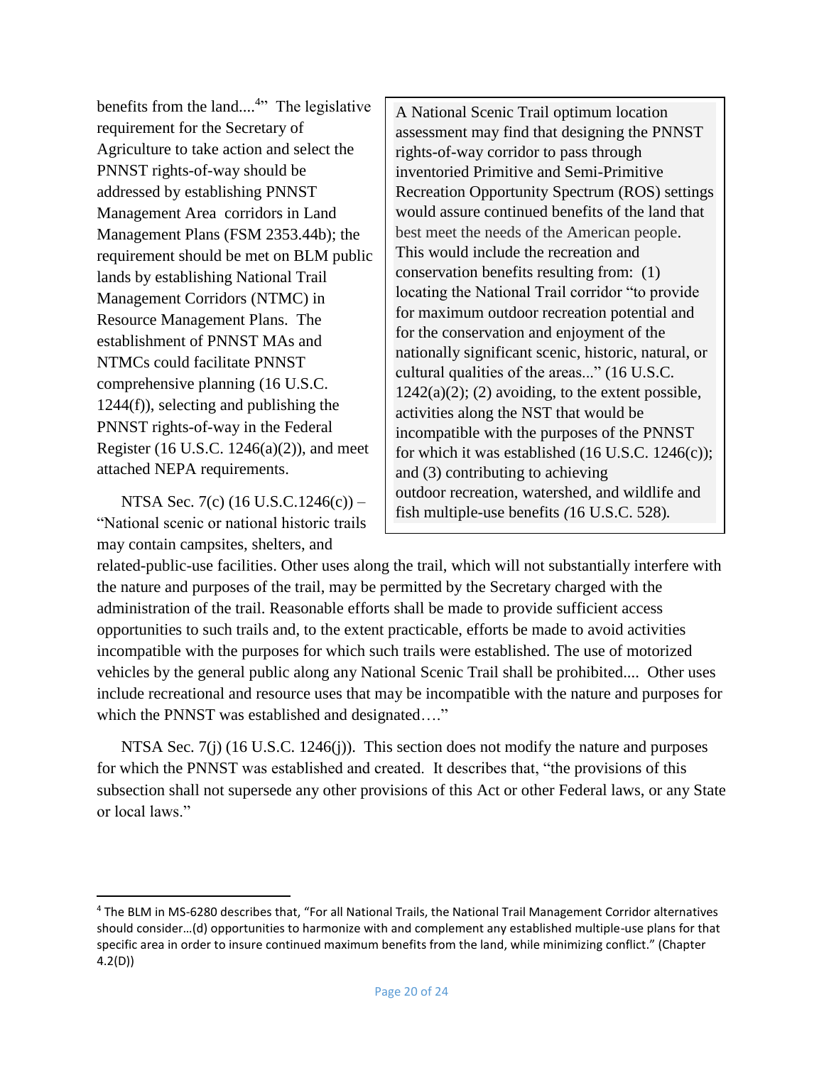benefits from the land....[4]" The legislative requirement for the Secretary of Agriculture to take action and select the PNNST rights-of-way should be addressed by establishing PNNST Management Area corridors in Land Management Plans (FSM 2353.44b); the requirement should be met on BLM public lands by establishing National Trail Management Corridors (NTMC) in Resource Management Plans. The establishment of PNNST MAs and NTMCs could facilitate PNNST comprehensive planning (16 U.S.C. 1244(f)), selecting and publishing the PNNST rights-of-way in the Federal Register (16 U.S.C. 1246(a)(2)), and meet attached NEPA requirements.

> A National Scenic Trail optimum location assessment may find that designing the PNNST rights-of-way corridor to pass through inventoried Primitive and Semi-Primitive Recreation Opportunity Spectrum (ROS) settings would assure continued benefits of the land that best meet the needs of the American people. This would include the recreation and conservation benefits resulting from: (1) locating the National Trail corridor "to provide for maximum outdoor recreation potential and for the conservation and enjoyment of the nationally significant scenic, historic, natural, or cultural qualities of the areas..." (16 U.S.C. 1242(a)(2); (2) avoiding, to the extent possible, activities along the NST that would be incompatible with the purposes of the PNNST for which it was established (16 U.S.C. 1246(c)); and (3) contributing to achieving outdoor recreation, watershed, and wildlife and fish multiple-use benefits *(*16 U.S.C. 528)*.*

NTSA Sec. 7(c) (16 U.S.C.1246(c)) – "National scenic or national historic trails may contain campsites, shelters, and related-public-use facilities. Other uses along the trail, which will not substantially interfere with the nature and purposes of the trail, may be permitted by the Secretary charged with the administration of the trail. Reasonable efforts shall be made to provide sufficient access opportunities to such trails and, to the extent practicable, efforts be made to avoid activities incompatible with the purposes for which such trails were established. The use of motorized vehicles by the general public along any National Scenic Trail shall be prohibited.... Other uses include recreational and resource uses that may be incompatible with the nature and purposes for which the PNNST was established and designated…."

NTSA Sec. 7(j) (16 U.S.C. 1246(j)). This section does not modify the nature and purposes for which the PNNST was established and created. It describes that, "the provisions of this subsection shall not supersede any other provisions of this Act or other Federal laws, or any State or local laws."

---

[4] The BLM in MS-6280 describes that, "For all National Trails, the National Trail Management Corridor alternatives should consider…(d) opportunities to harmonize with and complement any established multiple-use plans for that specific area in order to insure continued maximum benefits from the land, while minimizing conflict." (Chapter 4.2(D))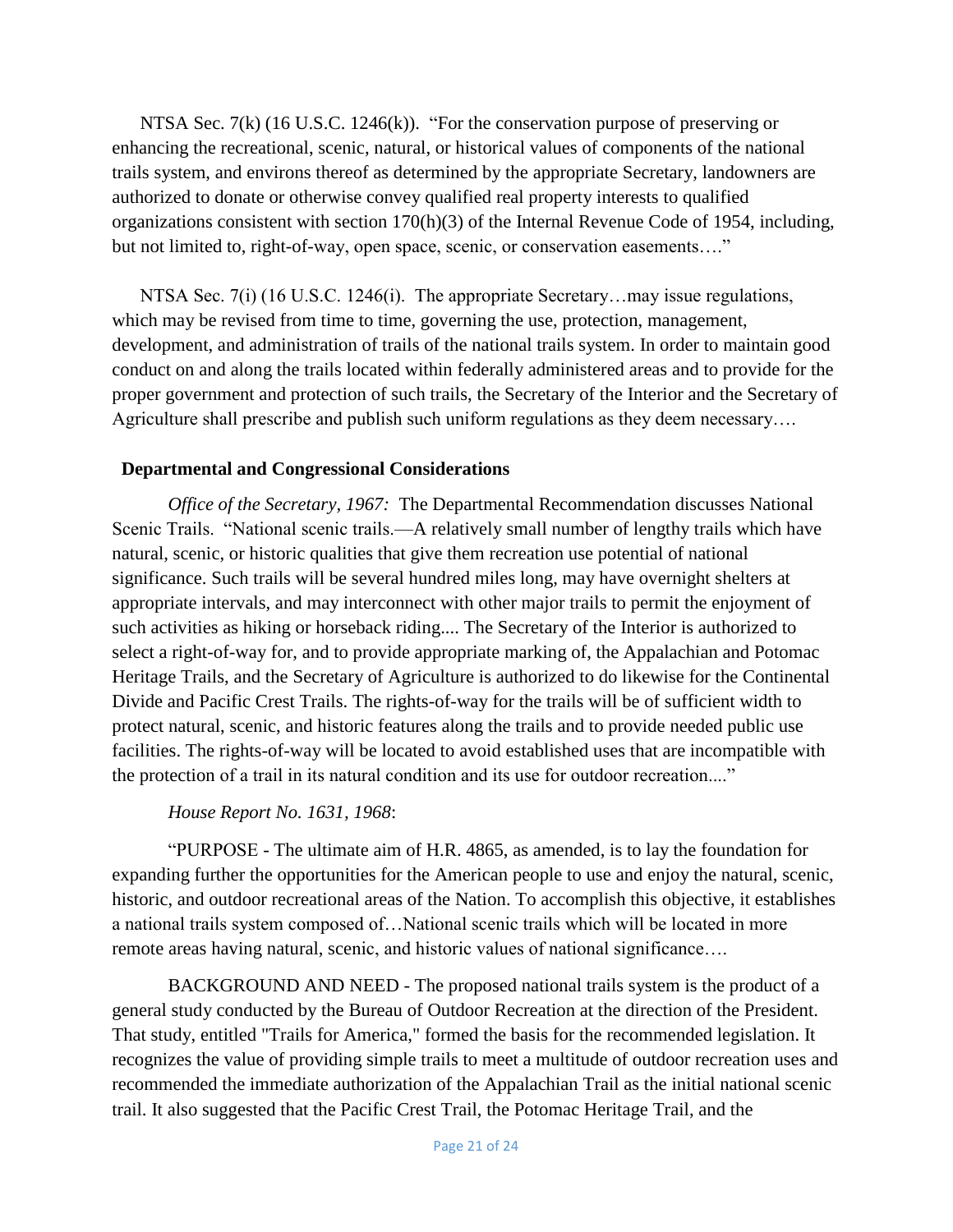NTSA Sec. 7(k) (16 U.S.C. 1246(k)). "For the conservation purpose of preserving or enhancing the recreational, scenic, natural, or historical values of components of the national trails system, and environs thereof as determined by the appropriate Secretary, landowners are authorized to donate or otherwise convey qualified real property interests to qualified organizations consistent with section 170(h)(3) of the Internal Revenue Code of 1954, including, but not limited to, right-of-way, open space, scenic, or conservation easements…."

NTSA Sec. 7(i) (16 U.S.C. 1246(i). The appropriate Secretary…may issue regulations, which may be revised from time to time, governing the use, protection, management, development, and administration of trails of the national trails system. In order to maintain good conduct on and along the trails located within federally administered areas and to provide for the proper government and protection of such trails, the Secretary of the Interior and the Secretary of Agriculture shall prescribe and publish such uniform regulations as they deem necessary….

## Departmental and Congressional Considerations

*Office of the Secretary, 1967:* The Departmental Recommendation discusses National Scenic Trails. "National scenic trails.—A relatively small number of lengthy trails which have natural, scenic, or historic qualities that give them recreation use potential of national significance. Such trails will be several hundred miles long, may have overnight shelters at appropriate intervals, and may interconnect with other major trails to permit the enjoyment of such activities as hiking or horseback riding.... The Secretary of the Interior is authorized to select a right-of-way for, and to provide appropriate marking of, the Appalachian and Potomac Heritage Trails, and the Secretary of Agriculture is authorized to do likewise for the Continental Divide and Pacific Crest Trails. The rights-of-way for the trails will be of sufficient width to protect natural, scenic, and historic features along the trails and to provide needed public use facilities. The rights-of-way will be located to avoid established uses that are incompatible with the protection of a trail in its natural condition and its use for outdoor recreation...."

*House Report No. 1631, 1968*:

"PURPOSE - The ultimate aim of H.R. 4865, as amended, is to lay the foundation for expanding further the opportunities for the American people to use and enjoy the natural, scenic, historic, and outdoor recreational areas of the Nation. To accomplish this objective, it establishes a national trails system composed of…National scenic trails which will be located in more remote areas having natural, scenic, and historic values of national significance….

BACKGROUND AND NEED - The proposed national trails system is the product of a general study conducted by the Bureau of Outdoor Recreation at the direction of the President. That study, entitled "Trails for America," formed the basis for the recommended legislation. It recognizes the value of providing simple trails to meet a multitude of outdoor recreation uses and recommended the immediate authorization of the Appalachian Trail as the initial national scenic trail. It also suggested that the Pacific Crest Trail, the Potomac Heritage Trail, and the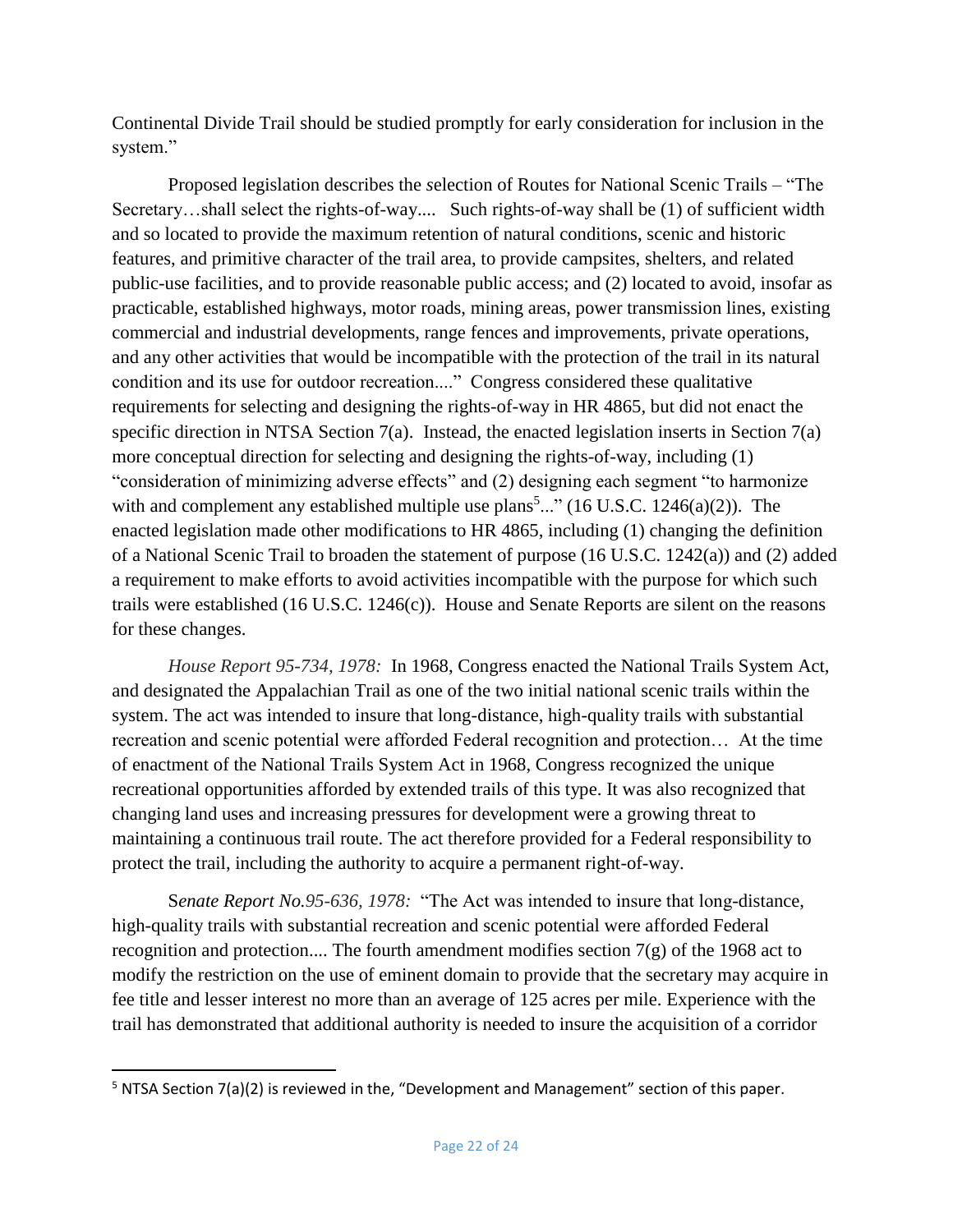Continental Divide Trail should be studied promptly for early consideration for inclusion in the system."

Proposed legislation describes the selection of Routes for National Scenic Trails – "The Secretary…shall select the rights-of-way.... Such rights-of-way shall be (1) of sufficient width and so located to provide the maximum retention of natural conditions, scenic and historic features, and primitive character of the trail area, to provide campsites, shelters, and related public-use facilities, and to provide reasonable public access; and (2) located to avoid, insofar as practicable, established highways, motor roads, mining areas, power transmission lines, existing commercial and industrial developments, range fences and improvements, private operations, and any other activities that would be incompatible with the protection of the trail in its natural condition and its use for outdoor recreation...." Congress considered these qualitative requirements for selecting and designing the rights-of-way in HR 4865, but did not enact the specific direction in NTSA Section 7(a). Instead, the enacted legislation inserts in Section 7(a) more conceptual direction for selecting and designing the rights-of-way, including (1) "consideration of minimizing adverse effects" and (2) designing each segment "to harmonize with and complement any established multiple use plans[5]..." (16 U.S.C. 1246(a)(2)). The enacted legislation made other modifications to HR 4865, including (1) changing the definition of a National Scenic Trail to broaden the statement of purpose (16 U.S.C. 1242(a)) and (2) added a requirement to make efforts to avoid activities incompatible with the purpose for which such trails were established (16 U.S.C. 1246(c)). House and Senate Reports are silent on the reasons for these changes.

*House Report 95-734, 1978:* In 1968, Congress enacted the National Trails System Act, and designated the Appalachian Trail as one of the two initial national scenic trails within the system. The act was intended to insure that long-distance, high-quality trails with substantial recreation and scenic potential were afforded Federal recognition and protection… At the time of enactment of the National Trails System Act in 1968, Congress recognized the unique recreational opportunities afforded by extended trails of this type. It was also recognized that changing land uses and increasing pressures for development were a growing threat to maintaining a continuous trail route. The act therefore provided for a Federal responsibility to protect the trail, including the authority to acquire a permanent right-of-way.

*Senate Report No.95-636, 1978:* "The Act was intended to insure that long-distance, high-quality trails with substantial recreation and scenic potential were afforded Federal recognition and protection.... The fourth amendment modifies section 7(g) of the 1968 act to modify the restriction on the use of eminent domain to provide that the secretary may acquire in fee title and lesser interest no more than an average of 125 acres per mile. Experience with the trail has demonstrated that additional authority is needed to insure the acquisition of a corridor

---

[5] NTSA Section 7(a)(2) is reviewed in the, "Development and Management" section of this paper.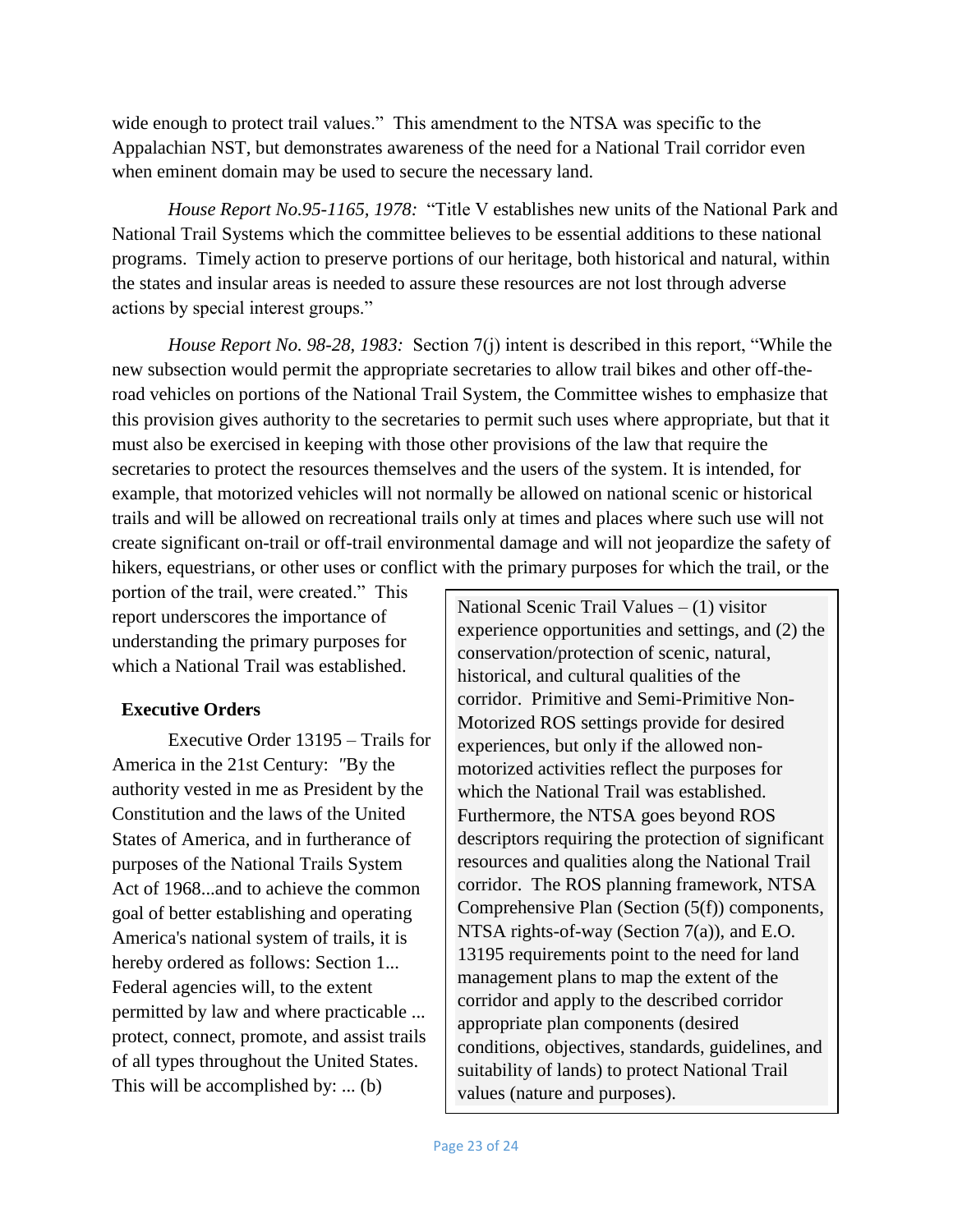wide enough to protect trail values." This amendment to the NTSA was specific to the Appalachian NST, but demonstrates awareness of the need for a National Trail corridor even when eminent domain may be used to secure the necessary land.

*House Report No.95-1165, 1978:* "Title V establishes new units of the National Park and National Trail Systems which the committee believes to be essential additions to these national programs. Timely action to preserve portions of our heritage, both historical and natural, within the states and insular areas is needed to assure these resources are not lost through adverse actions by special interest groups."

*House Report No. 98-28, 1983:* Section 7(j) intent is described in this report, "While the new subsection would permit the appropriate secretaries to allow trail bikes and other off-the-road vehicles on portions of the National Trail System, the Committee wishes to emphasize that this provision gives authority to the secretaries to permit such uses where appropriate, but that it must also be exercised in keeping with those other provisions of the law that require the secretaries to protect the resources themselves and the users of the system. It is intended, for example, that motorized vehicles will not normally be allowed on national scenic or historical trails and will be allowed on recreational trails only at times and places where such use will not create significant on-trail or off-trail environmental damage and will not jeopardize the safety of hikers, equestrians, or other uses or conflict with the primary purposes for which the trail, or the portion of the trail, were created." This report underscores the importance of understanding the primary purposes for which a National Trail was established.

> National Scenic Trail Values – (1) visitor experience opportunities and settings, and (2) the conservation/protection of scenic, natural, historical, and cultural qualities of the corridor. Primitive and Semi-Primitive Non-Motorized ROS settings provide for desired experiences, but only if the allowed non-motorized activities reflect the purposes for which the National Trail was established. Furthermore, the NTSA goes beyond ROS descriptors requiring the protection of significant resources and qualities along the National Trail corridor. The ROS planning framework, NTSA Comprehensive Plan (Section (5(f)) components, NTSA rights-of-way (Section 7(a)), and E.O. 13195 requirements point to the need for land management plans to map the extent of the corridor and apply to the described corridor appropriate plan components (desired conditions, objectives, standards, guidelines, and suitability of lands) to protect National Trail values (nature and purposes).

## Executive Orders

Executive Order 13195 – Trails for America in the 21st Century: "By the authority vested in me as President by the Constitution and the laws of the United States of America, and in furtherance of purposes of the National Trails System Act of 1968...and to achieve the common goal of better establishing and operating America's national system of trails, it is hereby ordered as follows: Section 1... Federal agencies will, to the extent permitted by law and where practicable ... protect, connect, promote, and assist trails of all types throughout the United States. This will be accomplished by: ... (b)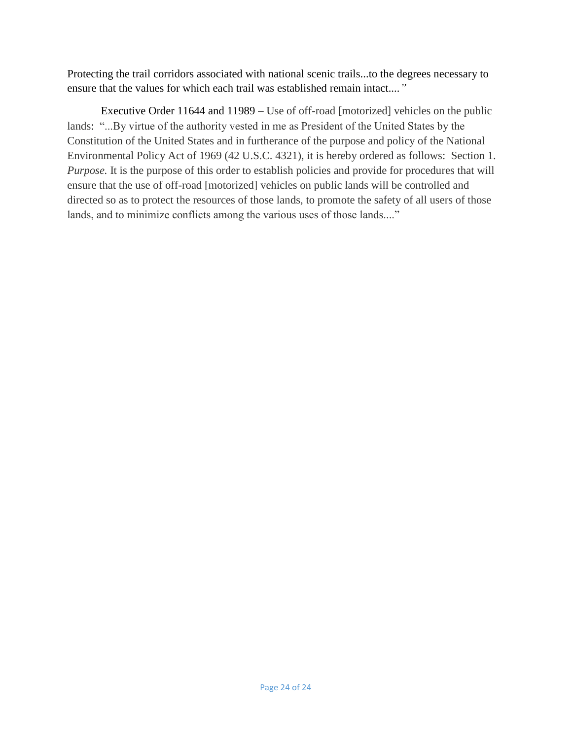Protecting the trail corridors associated with national scenic trails...to the degrees necessary to ensure that the values for which each trail was established remain intact....*"*

Executive Order 11644 and 11989 – Use of off-road [motorized] vehicles on the public lands: "...By virtue of the authority vested in me as President of the United States by the Constitution of the United States and in furtherance of the purpose and policy of the National Environmental Policy Act of 1969 (42 U.S.C. 4321), it is hereby ordered as follows: Section 1. *Purpose.* It is the purpose of this order to establish policies and provide for procedures that will ensure that the use of off-road [motorized] vehicles on public lands will be controlled and directed so as to protect the resources of those lands, to promote the safety of all users of those lands, and to minimize conflicts among the various uses of those lands...."